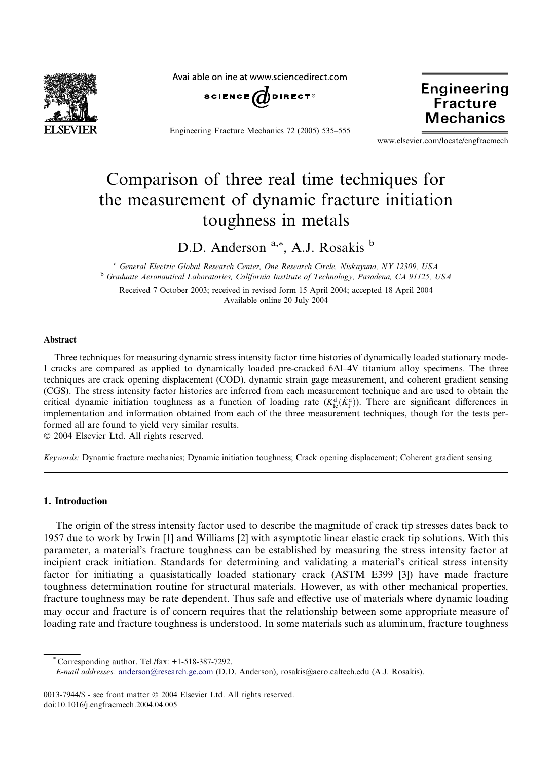# Comparison of three real time techniques for the measurement of dynamic fracture initiation toughness in metals

D.D. Anderson [a,*], A.J. Rosakis [b]

[a] *General Electric Global Research Center, One Research Circle, Niskayuna, NY 12309, USA*
[b] *Graduate Aeronautical Laboratories, California Institute of Technology, Pasadena, CA 91125, USA*

Received 7 October 2003; received in revised form 15 April 2004; accepted 18 April 2004
Available online 20 July 2004

## Abstract

Three techniques for measuring dynamic stress intensity factor time histories of dynamically loaded stationary mode-I cracks are compared as applied to dynamically loaded pre-cracked 6Al–4V titanium alloy specimens. The three techniques are crack opening displacement (COD), dynamic strain gage measurement, and coherent gradient sensing (CGS). The stress intensity factor histories are inferred from each measurement technique and are used to obtain the critical dynamic initiation toughness as a function of loading rate ($K_{Ic}^{d}(\dot{K}_{I}^{d})$). There are significant differences in implementation and information obtained from each of the three measurement techniques, though for the tests performed all are found to yield very similar results.

© 2004 Elsevier Ltd. All rights reserved.

*Keywords:* Dynamic fracture mechanics; Dynamic initiation toughness; Crack opening displacement; Coherent gradient sensing

## 1. Introduction

The origin of the stress intensity factor used to describe the magnitude of crack tip stresses dates back to 1957 due to work by Irwin [1] and Williams [2] with asymptotic linear elastic crack tip solutions. With this parameter, a material's fracture toughness can be established by measuring the stress intensity factor at incipient crack initiation. Standards for determining and validating a material's critical stress intensity factor for initiating a quasistatically loaded stationary crack (ASTM E399 [3]) have made fracture toughness determination routine for structural materials. However, as with other mechanical properties, fracture toughness may be rate dependent. Thus safe and effective use of materials where dynamic loading may occur and fracture is of concern requires that the relationship between some appropriate measure of loading rate and fracture toughness is understood. In some materials such as aluminum, fracture toughness

* Corresponding author. Tel./fax: +1-518-387-7292.
*E-mail addresses:* anderson@research.ge.com (D.D. Anderson), rosakis@aero.caltech.edu (A.J. Rosakis).

0013-7944/$ - see front matter © 2004 Elsevier Ltd. All rights reserved.
doi:10.1016/j.engfracmech.2004.04.005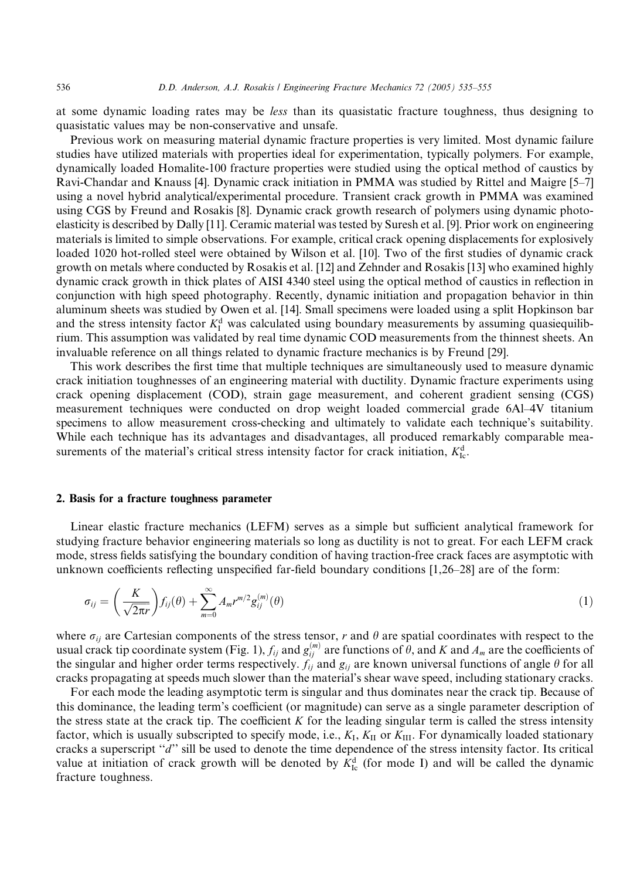at some dynamic loading rates may be *less* than its quasistatic fracture toughness, thus designing to quasistatic values may be non-conservative and unsafe.

Previous work on measuring material dynamic fracture properties is very limited. Most dynamic failure studies have utilized materials with properties ideal for experimentation, typically polymers. For example, dynamically loaded Homalite-100 fracture properties were studied using the optical method of caustics by Ravi-Chandar and Knauss [4]. Dynamic crack initiation in PMMA was studied by Rittel and Maigre [5–7] using a novel hybrid analytical/experimental procedure. Transient crack growth in PMMA was examined using CGS by Freund and Rosakis [8]. Dynamic crack growth research of polymers using dynamic photoelasticity is described by Dally [11]. Ceramic material was tested by Suresh et al. [9]. Prior work on engineering materials is limited to simple observations. For example, critical crack opening displacements for explosively loaded 1020 hot-rolled steel were obtained by Wilson et al. [10]. Two of the first studies of dynamic crack growth on metals where conducted by Rosakis et al. [12] and Zehnder and Rosakis [13] who examined highly dynamic crack growth in thick plates of AISI 4340 steel using the optical method of caustics in reflection in conjunction with high speed photography. Recently, dynamic initiation and propagation behavior in thin aluminum sheets was studied by Owen et al. [14]. Small specimens were loaded using a split Hopkinson bar and the stress intensity factor $K_I^d$ was calculated using boundary measurements by assuming quasiequilibrium. This assumption was validated by real time dynamic COD measurements from the thinnest sheets. An invaluable reference on all things related to dynamic fracture mechanics is by Freund [29].

This work describes the first time that multiple techniques are simultaneously used to measure dynamic crack initiation toughnesses of an engineering material with ductility. Dynamic fracture experiments using crack opening displacement (COD), strain gage measurement, and coherent gradient sensing (CGS) measurement techniques were conducted on drop weight loaded commercial grade 6Al–4V titanium specimens to allow measurement cross-checking and ultimately to validate each technique's suitability. While each technique has its advantages and disadvantages, all produced remarkably comparable measurements of the material's critical stress intensity factor for crack initiation, $K_{Ic}^d$.

## 2. Basis for a fracture toughness parameter

Linear elastic fracture mechanics (LEFM) serves as a simple but sufficient analytical framework for studying fracture behavior engineering materials so long as ductility is not to great. For each LEFM crack mode, stress fields satisfying the boundary condition of having traction-free crack faces are asymptotic with unknown coefficients reflecting unspecified far-field boundary conditions [1,26–28] are of the form:

$$\sigma_{ij} = \left(\frac{K}{\sqrt{2\pi r}}\right) f_{ij}(\theta) + \sum_{m=0}^{\infty} A_m r^{m/2} g_{ij}^{(m)}(\theta) \tag{1}$$

where $\sigma_{ij}$ are Cartesian components of the stress tensor, $r$ and $\theta$ are spatial coordinates with respect to the usual crack tip coordinate system (Fig. 1), $f_{ij}$ and $g_{ij}^{(m)}$ are functions of $\theta$, and $K$ and $A_m$ are the coefficients of the singular and higher order terms respectively. $f_{ij}$ and $g_{ij}$ are known universal functions of angle $\theta$ for all cracks propagating at speeds much slower than the material's shear wave speed, including stationary cracks.

For each mode the leading asymptotic term is singular and thus dominates near the crack tip. Because of this dominance, the leading term's coefficient (or magnitude) can serve as a single parameter description of the stress state at the crack tip. The coefficient $K$ for the leading singular term is called the stress intensity factor, which is usually subscripted to specify mode, i.e., $K_I$, $K_{II}$ or $K_{III}$. For dynamically loaded stationary cracks a superscript "*d*" sill be used to denote the time dependence of the stress intensity factor. Its critical value at initiation of crack growth will be denoted by $K_{Ic}^d$ (for mode I) and will be called the dynamic fracture toughness.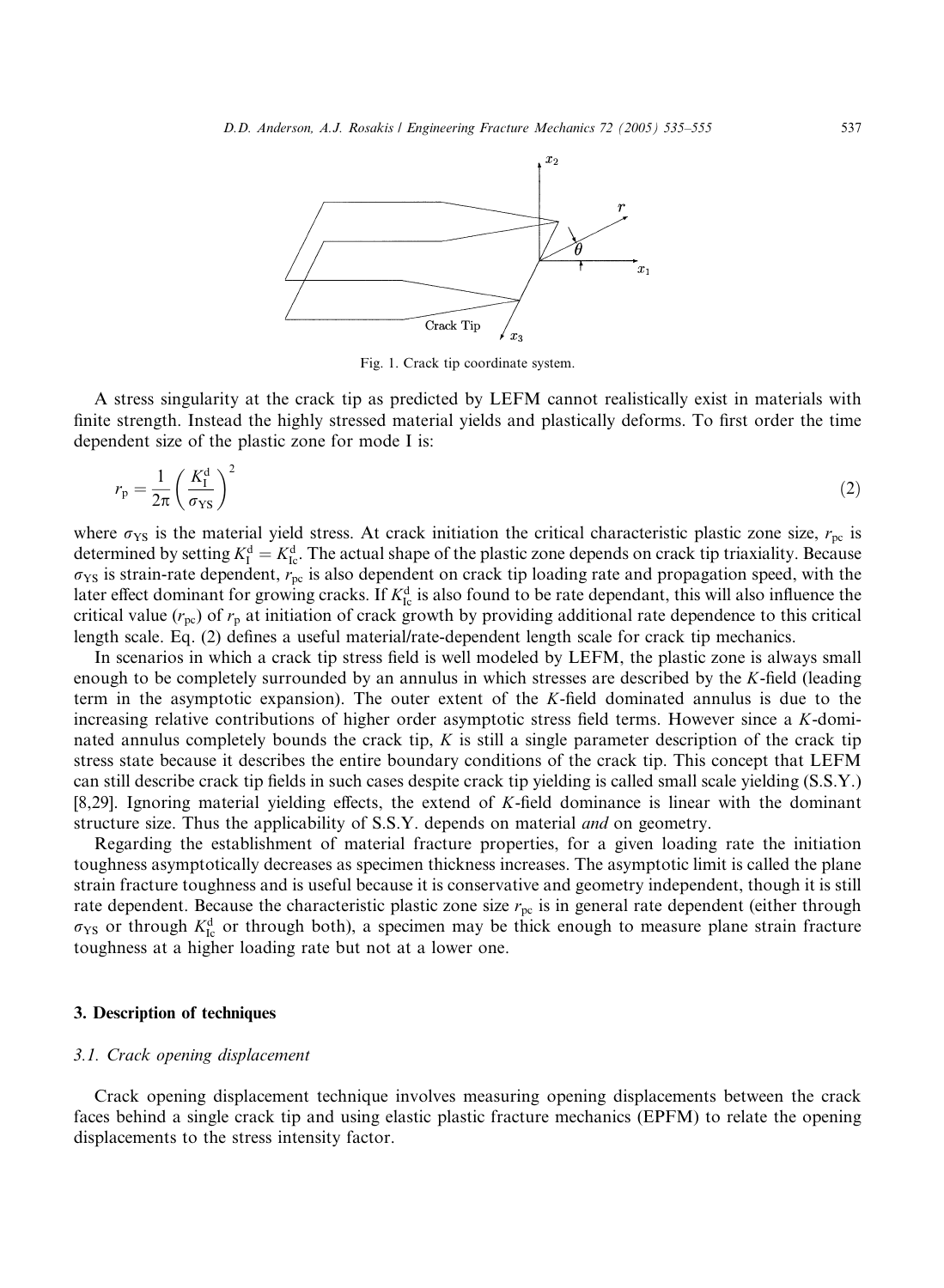Fig. 1. Crack tip coordinate system.

A stress singularity at the crack tip as predicted by LEFM cannot realistically exist in materials with finite strength. Instead the highly stressed material yields and plastically deforms. To first order the time dependent size of the plastic zone for mode I is:

$$r_p = \frac{1}{2\pi}\left(\frac{K_I^d}{\sigma_{YS}}\right)^2 \tag{2}$$

where $\sigma_{YS}$ is the material yield stress. At crack initiation the critical characteristic plastic zone size, $r_{pc}$ is determined by setting $K_I^d = K_{Ic}^d$. The actual shape of the plastic zone depends on crack tip triaxiality. Because $\sigma_{YS}$ is strain-rate dependent, $r_{pc}$ is also dependent on crack tip loading rate and propagation speed, with the later effect dominant for growing cracks. If $K_{Ic}^d$ is also found to be rate dependant, this will also influence the critical value ($r_{pc}$) of $r_p$ at initiation of crack growth by providing additional rate dependence to this critical length scale. Eq. (2) defines a useful material/rate-dependent length scale for crack tip mechanics.

In scenarios in which a crack tip stress field is well modeled by LEFM, the plastic zone is always small enough to be completely surrounded by an annulus in which stresses are described by the $K$-field (leading term in the asymptotic expansion). The outer extent of the $K$-field dominated annulus is due to the increasing relative contributions of higher order asymptotic stress field terms. However since a $K$-dominated annulus completely bounds the crack tip, $K$ is still a single parameter description of the crack tip stress state because it describes the entire boundary conditions of the crack tip. This concept that LEFM can still describe crack tip fields in such cases despite crack tip yielding is called small scale yielding (S.S.Y.) [8,29]. Ignoring material yielding effects, the extend of $K$-field dominance is linear with the dominant structure size. Thus the applicability of S.S.Y. depends on material *and* on geometry.

Regarding the establishment of material fracture properties, for a given loading rate the initiation toughness asymptotically decreases as specimen thickness increases. The asymptotic limit is called the plane strain fracture toughness and is useful because it is conservative and geometry independent, though it is still rate dependent. Because the characteristic plastic zone size $r_{pc}$ is in general rate dependent (either through $\sigma_{YS}$ or through $K_{Ic}^d$ or through both), a specimen may be thick enough to measure plane strain fracture toughness at a higher loading rate but not at a lower one.

## 3. Description of techniques

### 3.1. Crack opening displacement

Crack opening displacement technique involves measuring opening displacements between the crack faces behind a single crack tip and using elastic plastic fracture mechanics (EPFM) to relate the opening displacements to the stress intensity factor.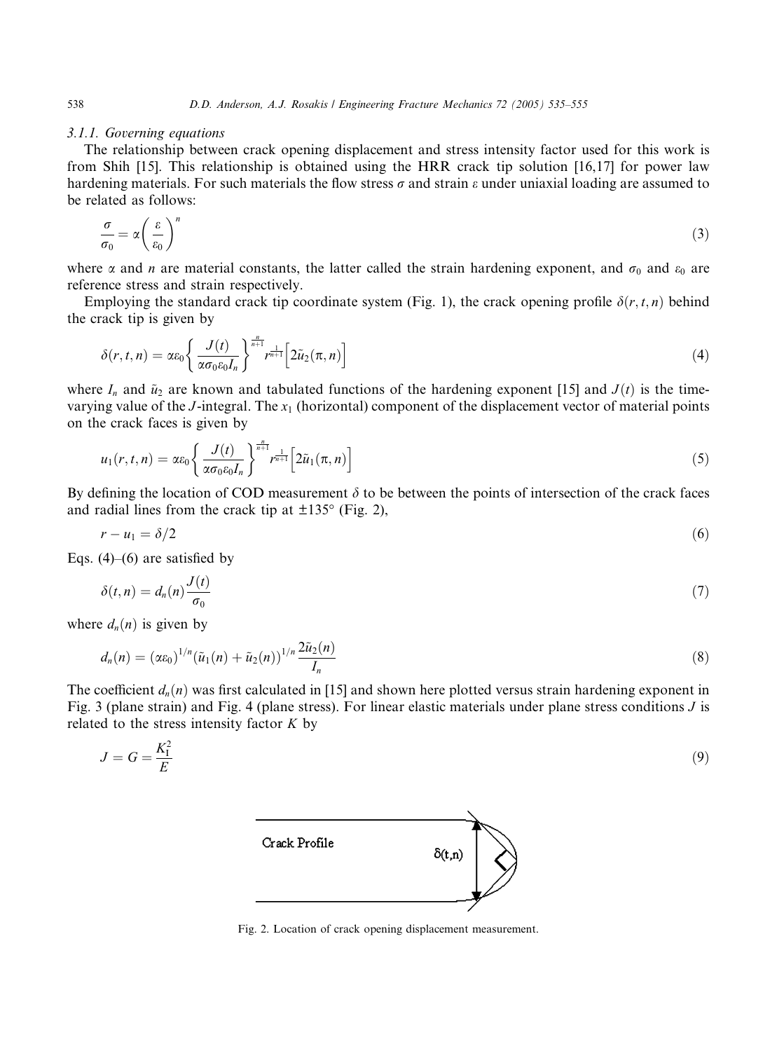### 3.1.1. Governing equations

The relationship between crack opening displacement and stress intensity factor used for this work is from Shih [15]. This relationship is obtained using the HRR crack tip solution [16,17] for power law hardening materials. For such materials the flow stress $\sigma$ and strain $\varepsilon$ under uniaxial loading are assumed to be related as follows:

$$\frac{\sigma}{\sigma_0} = \alpha\left(\frac{\varepsilon}{\varepsilon_0}\right)^n \tag{3}$$

where $\alpha$ and $n$ are material constants, the latter called the strain hardening exponent, and $\sigma_0$ and $\varepsilon_0$ are reference stress and strain respectively.

Employing the standard crack tip coordinate system (Fig. 1), the crack opening profile $\delta(r,t,n)$ behind the crack tip is given by

$$\delta(r,t,n) = \alpha\varepsilon_0\left\{\frac{J(t)}{\alpha\sigma_0\varepsilon_0 I_n}\right\}^{\frac{n}{n+1}} r^{\frac{1}{n+1}}\left[2\tilde{u}_2(\pi,n)\right] \tag{4}$$

where $I_n$ and $\tilde{u}_2$ are known and tabulated functions of the hardening exponent [15] and $J(t)$ is the time-varying value of the $J$-integral. The $x_1$ (horizontal) component of the displacement vector of material points on the crack faces is given by

$$u_1(r,t,n) = \alpha\varepsilon_0\left\{\frac{J(t)}{\alpha\sigma_0\varepsilon_0 I_n}\right\}^{\frac{n}{n+1}} r^{\frac{1}{n+1}}\left[2\tilde{u}_1(\pi,n)\right] \tag{5}$$

By defining the location of COD measurement $\delta$ to be between the points of intersection of the crack faces and radial lines from the crack tip at $\pm 135°$ (Fig. 2),

$$r - u_1 = \delta/2 \tag{6}$$

Eqs. (4)–(6) are satisfied by

$$\delta(t,n) = d_n(n)\frac{J(t)}{\sigma_0} \tag{7}$$

where $d_n(n)$ is given by

$$d_n(n) = (\alpha\varepsilon_0)^{1/n}(\tilde{u}_1(n) + \tilde{u}_2(n))^{1/n}\frac{2\tilde{u}_2(n)}{I_n} \tag{8}$$

The coefficient $d_n(n)$ was first calculated in [15] and shown here plotted versus strain hardening exponent in Fig. 3 (plane strain) and Fig. 4 (plane stress). For linear elastic materials under plane stress conditions $J$ is related to the stress intensity factor $K$ by

$$J = G = \frac{K_{\mathrm{I}}^2}{E} \tag{9}$$

Crack Profile

$\delta(t,n)$

Fig. 2. Location of crack opening displacement measurement.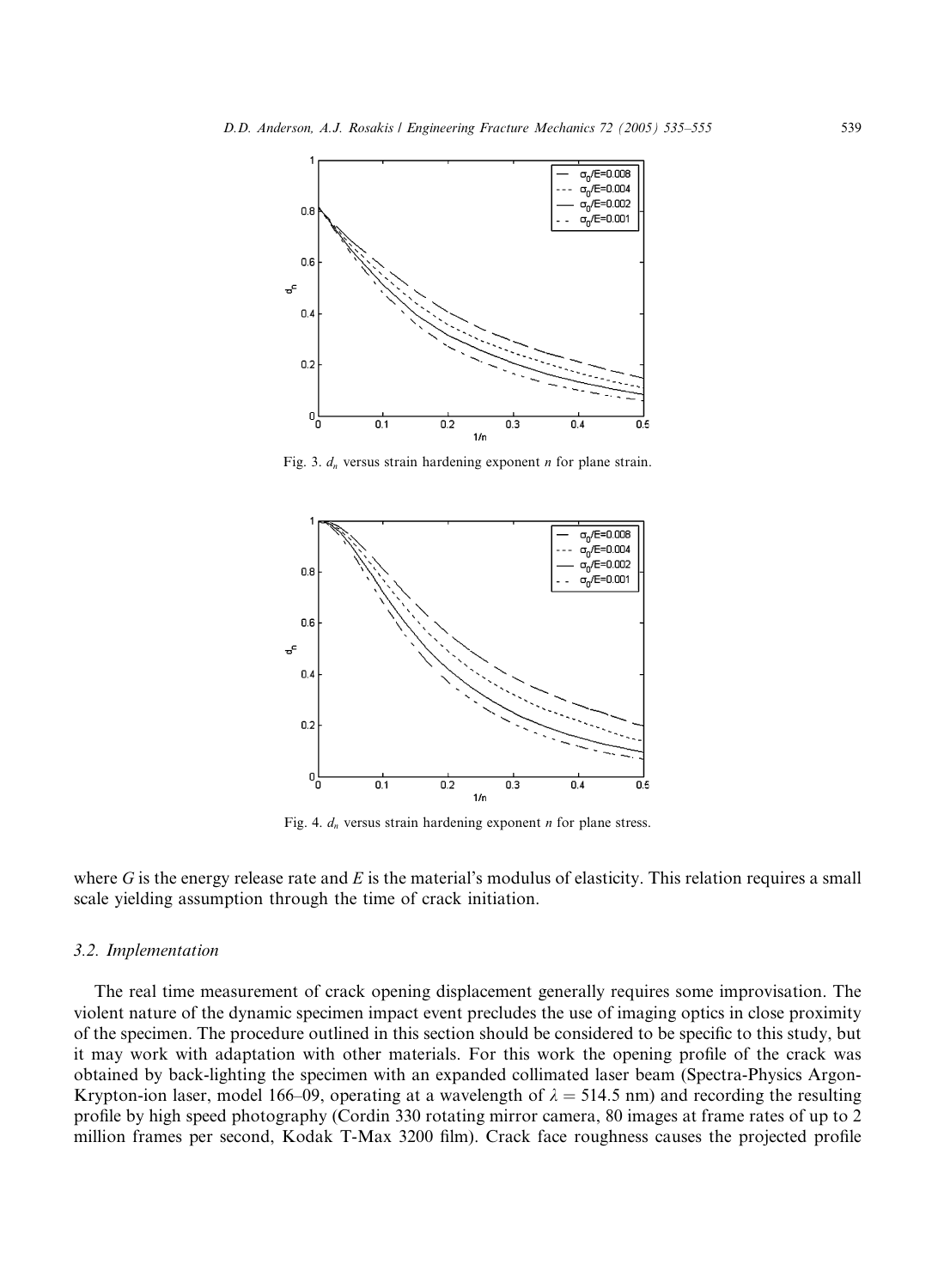Fig. 3. $d_n$ versus strain hardening exponent $n$ for plane strain.

Fig. 4. $d_n$ versus strain hardening exponent $n$ for plane stress.

where $G$ is the energy release rate and $E$ is the material's modulus of elasticity. This relation requires a small scale yielding assumption through the time of crack initiation.

### 3.2. Implementation

The real time measurement of crack opening displacement generally requires some improvisation. The violent nature of the dynamic specimen impact event precludes the use of imaging optics in close proximity of the specimen. The procedure outlined in this section should be considered to be specific to this study, but it may work with adaptation with other materials. For this work the opening profile of the crack was obtained by back-lighting the specimen with an expanded collimated laser beam (Spectra-Physics Argon-Krypton-ion laser, model 166–09, operating at a wavelength of $\lambda = 514.5$ nm) and recording the resulting profile by high speed photography (Cordin 330 rotating mirror camera, 80 images at frame rates of up to 2 million frames per second, Kodak T-Max 3200 film). Crack face roughness causes the projected profile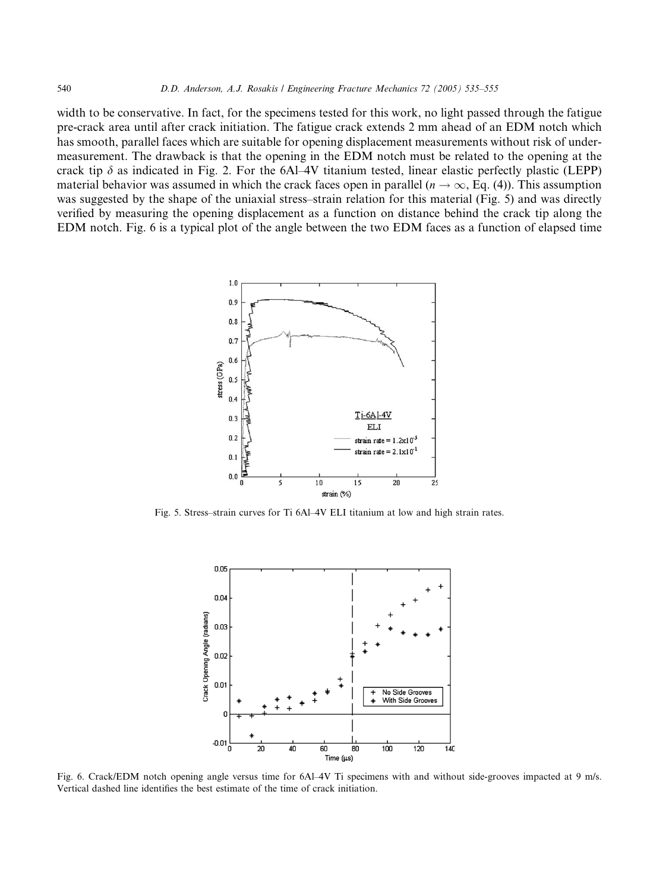width to be conservative. In fact, for the specimens tested for this work, no light passed through the fatigue pre-crack area until after crack initiation. The fatigue crack extends 2 mm ahead of an EDM notch which has smooth, parallel faces which are suitable for opening displacement measurements without risk of under-measurement. The drawback is that the opening in the EDM notch must be related to the opening at the crack tip $\delta$ as indicated in Fig. 2. For the 6Al–4V titanium tested, linear elastic perfectly plastic (LEPP) material behavior was assumed in which the crack faces open in parallel ($n \to \infty$, Eq. (4)). This assumption was suggested by the shape of the uniaxial stress–strain relation for this material (Fig. 5) and was directly verified by measuring the opening displacement as a function on distance behind the crack tip along the EDM notch. Fig. 6 is a typical plot of the angle between the two EDM faces as a function of elapsed time

Fig. 5. Stress–strain curves for Ti 6Al–4V ELI titanium at low and high strain rates.

Fig. 6. Crack/EDM notch opening angle versus time for 6Al–4V Ti specimens with and without side-grooves impacted at 9 m/s. Vertical dashed line identifies the best estimate of the time of crack initiation.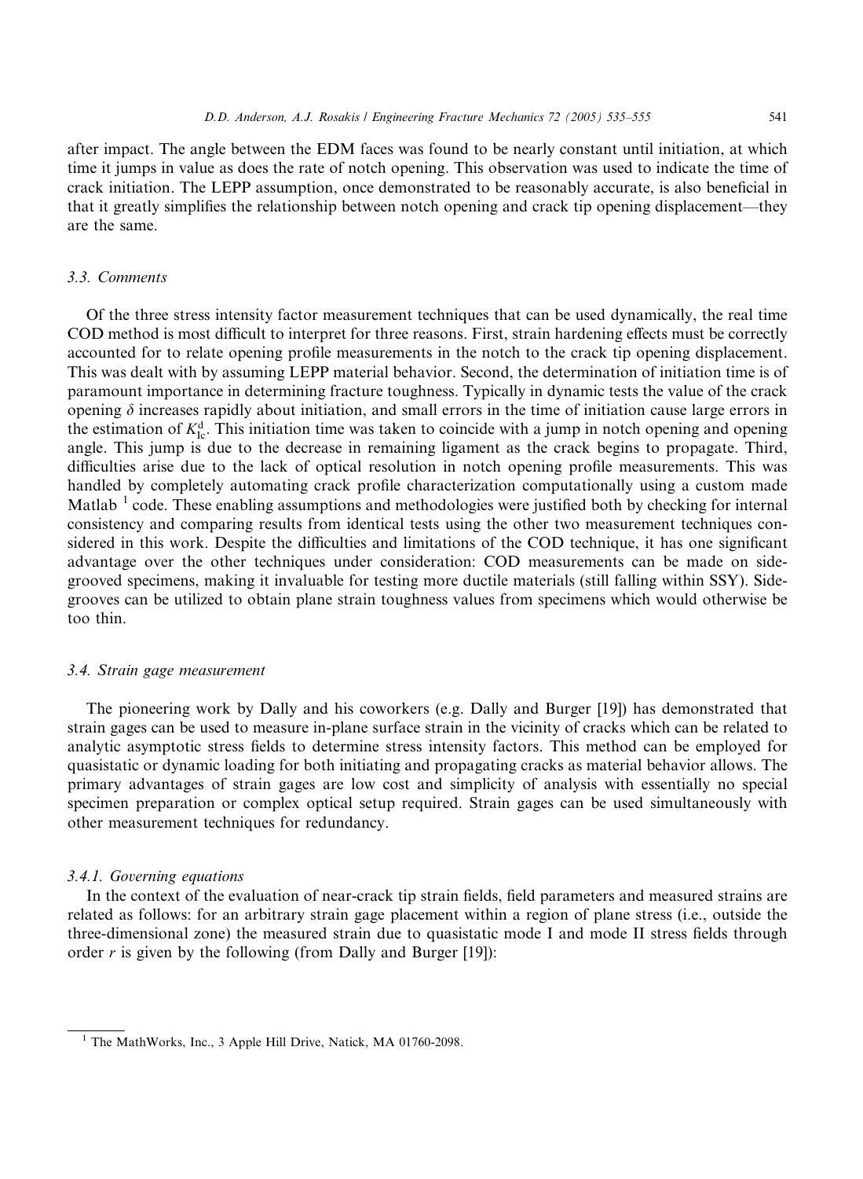after impact. The angle between the EDM faces was found to be nearly constant until initiation, at which time it jumps in value as does the rate of notch opening. This observation was used to indicate the time of crack initiation. The LEPP assumption, once demonstrated to be reasonably accurate, is also beneficial in that it greatly simplifies the relationship between notch opening and crack tip opening displacement—they are the same.

### 3.3. Comments

Of the three stress intensity factor measurement techniques that can be used dynamically, the real time COD method is most difficult to interpret for three reasons. First, strain hardening effects must be correctly accounted for to relate opening profile measurements in the notch to the crack tip opening displacement. This was dealt with by assuming LEPP material behavior. Second, the determination of initiation time is of paramount importance in determining fracture toughness. Typically in dynamic tests the value of the crack opening $\delta$ increases rapidly about initiation, and small errors in the time of initiation cause large errors in the estimation of $K_{Ic}^{d}$. This initiation time was taken to coincide with a jump in notch opening and opening angle. This jump is due to the decrease in remaining ligament as the crack begins to propagate. Third, difficulties arise due to the lack of optical resolution in notch opening profile measurements. This was handled by completely automating crack profile characterization computationally using a custom made Matlab [1] code. These enabling assumptions and methodologies were justified both by checking for internal consistency and comparing results from identical tests using the other two measurement techniques considered in this work. Despite the difficulties and limitations of the COD technique, it has one significant advantage over the other techniques under consideration: COD measurements can be made on side-grooved specimens, making it invaluable for testing more ductile materials (still falling within SSY). Side-grooves can be utilized to obtain plane strain toughness values from specimens which would otherwise be too thin.

### 3.4. Strain gage measurement

The pioneering work by Dally and his coworkers (e.g. Dally and Burger [19]) has demonstrated that strain gages can be used to measure in-plane surface strain in the vicinity of cracks which can be related to analytic asymptotic stress fields to determine stress intensity factors. This method can be employed for quasistatic or dynamic loading for both initiating and propagating cracks as material behavior allows. The primary advantages of strain gages are low cost and simplicity of analysis with essentially no special specimen preparation or complex optical setup required. Strain gages can be used simultaneously with other measurement techniques for redundancy.

#### 3.4.1. Governing equations

In the context of the evaluation of near-crack tip strain fields, field parameters and measured strains are related as follows: for an arbitrary strain gage placement within a region of plane stress (i.e., outside the three-dimensional zone) the measured strain due to quasistatic mode I and mode II stress fields through order $r$ is given by the following (from Dally and Burger [19]):

[1] The MathWorks, Inc., 3 Apple Hill Drive, Natick, MA 01760-2098.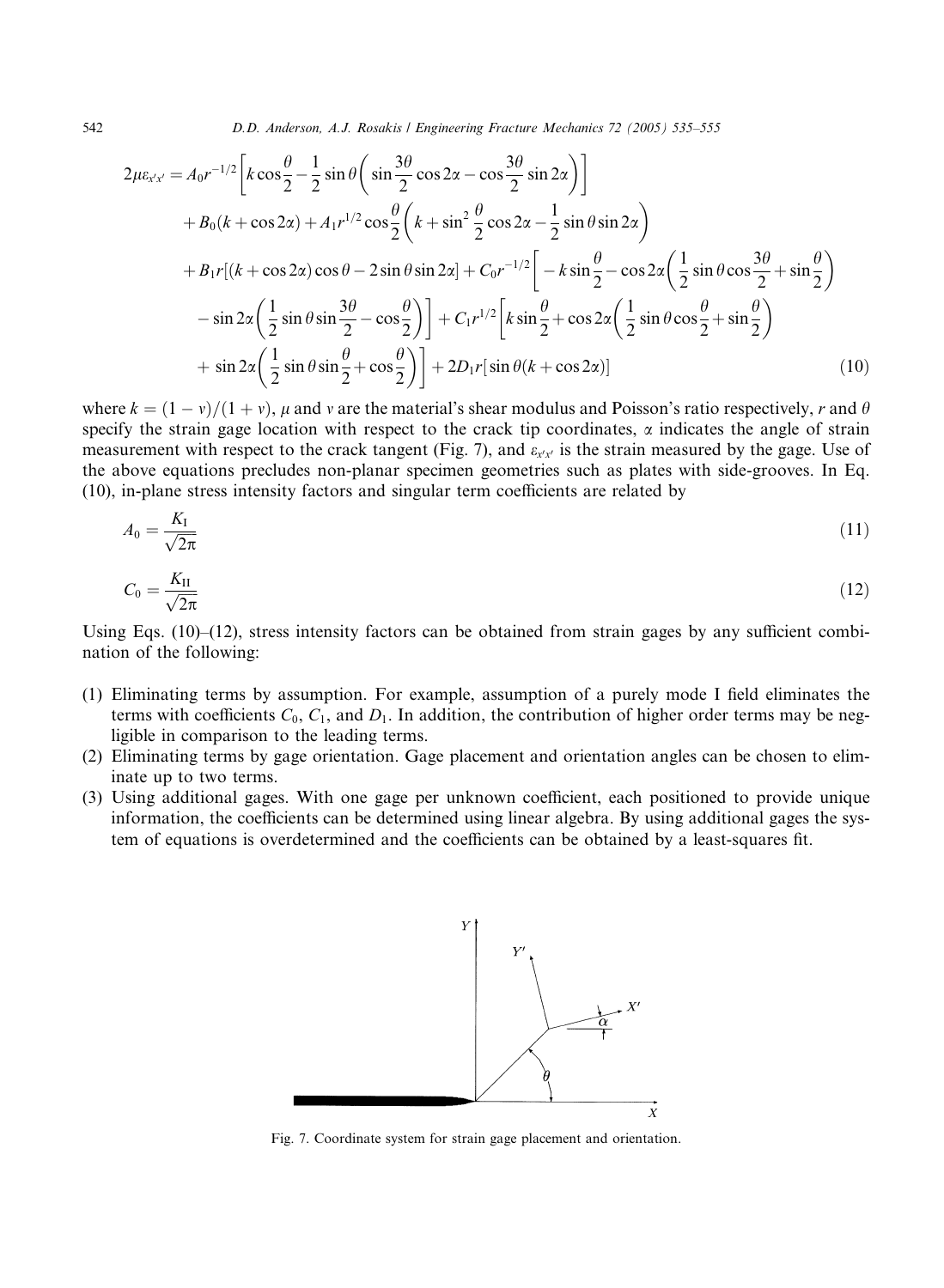$$
\begin{aligned}
2\mu\varepsilon_{x'x'} = {} & A_0 r^{-1/2}\left[k\cos\frac{\theta}{2} - \frac{1}{2}\sin\theta\left(\sin\frac{3\theta}{2}\cos 2\alpha - \cos\frac{3\theta}{2}\sin 2\alpha\right)\right] \\
& + B_0(k+\cos 2\alpha) + A_1 r^{1/2}\cos\frac{\theta}{2}\left(k + \sin^2\frac{\theta}{2}\cos 2\alpha - \frac{1}{2}\sin\theta\sin 2\alpha\right) \\
& + B_1 r[(k+\cos 2\alpha)\cos\theta - 2\sin\theta\sin 2\alpha] + C_0 r^{-1/2}\left[-k\sin\frac{\theta}{2} - \cos 2\alpha\left(\frac{1}{2}\sin\theta\cos\frac{3\theta}{2} + \sin\frac{\theta}{2}\right)\right. \\
& \left. - \sin 2\alpha\left(\frac{1}{2}\sin\theta\sin\frac{3\theta}{2} - \cos\frac{\theta}{2}\right)\right] + C_1 r^{1/2}\left[k\sin\frac{\theta}{2} + \cos 2\alpha\left(\frac{1}{2}\sin\theta\cos\frac{\theta}{2} + \sin\frac{\theta}{2}\right)\right. \\
& \left. + \sin 2\alpha\left(\frac{1}{2}\sin\theta\sin\frac{\theta}{2} + \cos\frac{\theta}{2}\right)\right] + 2D_1 r[\sin\theta(k+\cos 2\alpha)]
\end{aligned}
\tag{10}
$$

where $k = (1-\nu)/(1+\nu)$, $\mu$ and $\nu$ are the material's shear modulus and Poisson's ratio respectively, $r$ and $\theta$ specify the strain gage location with respect to the crack tip coordinates, $\alpha$ indicates the angle of strain measurement with respect to the crack tangent (Fig. 7), and $\varepsilon_{x'x'}$ is the strain measured by the gage. Use of the above equations precludes non-planar specimen geometries such as plates with side-grooves. In Eq. (10), in-plane stress intensity factors and singular term coefficients are related by

$$
A_0 = \frac{K_{\mathrm{I}}}{\sqrt{2\pi}} \tag{11}
$$

$$
C_0 = \frac{K_{\mathrm{II}}}{\sqrt{2\pi}} \tag{12}
$$

Using Eqs. (10)–(12), stress intensity factors can be obtained from strain gages by any sufficient combination of the following:

1. Eliminating terms by assumption. For example, assumption of a purely mode I field eliminates the terms with coefficients $C_0$, $C_1$, and $D_1$. In addition, the contribution of higher order terms may be negligible in comparison to the leading terms.
2. Eliminating terms by gage orientation. Gage placement and orientation angles can be chosen to eliminate up to two terms.
3. Using additional gages. With one gage per unknown coefficient, each positioned to provide unique information, the coefficients can be determined using linear algebra. By using additional gages the system of equations is overdetermined and the coefficients can be obtained by a least-squares fit.

Fig. 7. Coordinate system for strain gage placement and orientation.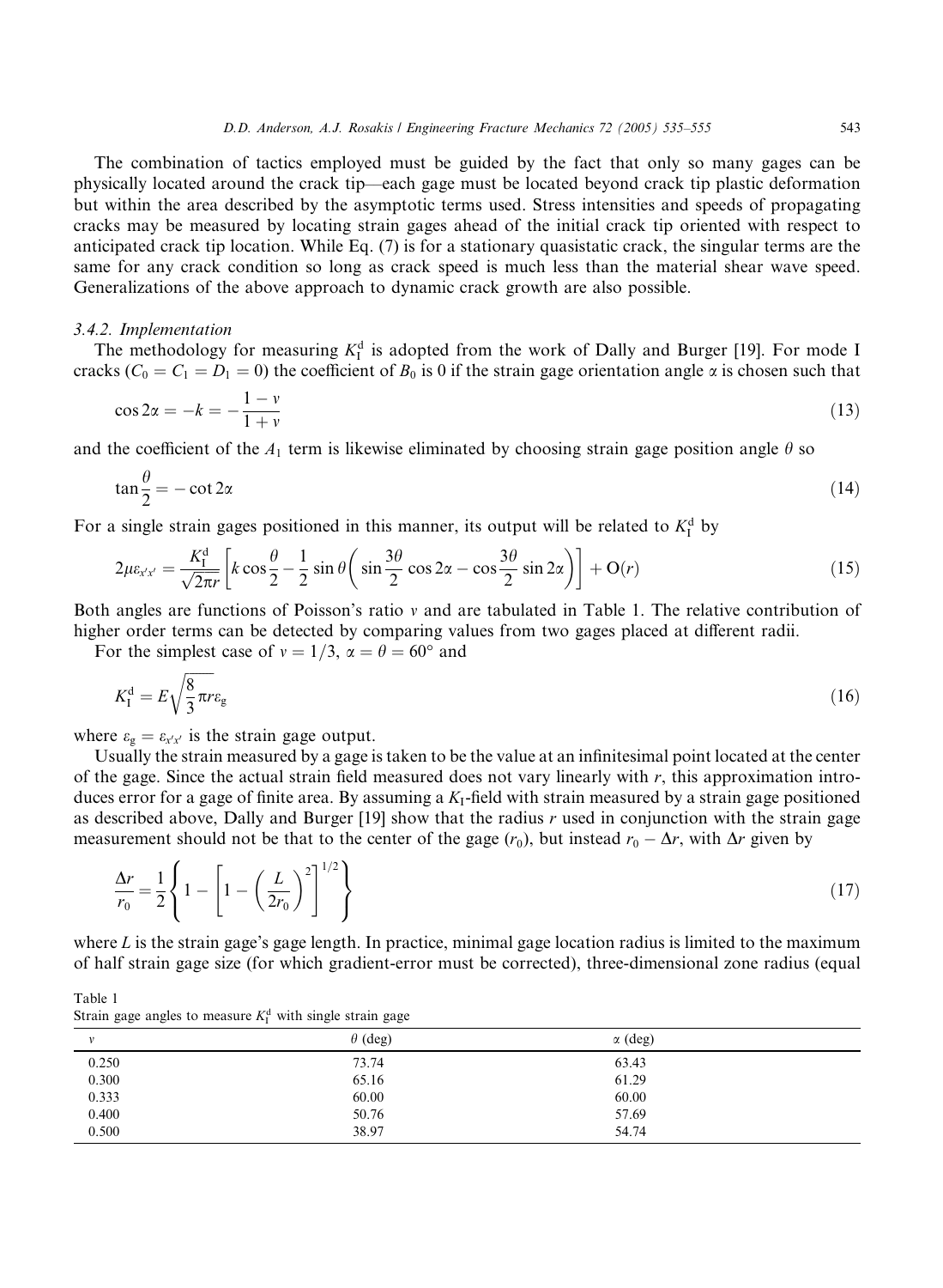The combination of tactics employed must be guided by the fact that only so many gages can be physically located around the crack tip—each gage must be located beyond crack tip plastic deformation but within the area described by the asymptotic terms used. Stress intensities and speeds of propagating cracks may be measured by locating strain gages ahead of the initial crack tip oriented with respect to anticipated crack tip location. While Eq. (7) is for a stationary quasistatic crack, the singular terms are the same for any crack condition so long as crack speed is much less than the material shear wave speed. Generalizations of the above approach to dynamic crack growth are also possible.

### 3.4.2. Implementation

The methodology for measuring $K_{\mathrm{I}}^{\mathrm{d}}$ is adopted from the work of Dally and Burger [19]. For mode I cracks ($C_0 = C_1 = D_1 = 0$) the coefficient of $B_0$ is 0 if the strain gage orientation angle $\alpha$ is chosen such that

$$\cos 2\alpha = -k = -\frac{1-v}{1+v} \tag{13}$$

and the coefficient of the $A_1$ term is likewise eliminated by choosing strain gage position angle $\theta$ so

$$\tan\frac{\theta}{2} = -\cot 2\alpha \tag{14}$$

For a single strain gages positioned in this manner, its output will be related to $K_{\mathrm{I}}^{\mathrm{d}}$ by

$$2\mu\varepsilon_{x'x'} = \frac{K_{\mathrm{I}}^{\mathrm{d}}}{\sqrt{2\pi r}}\left[k\cos\frac{\theta}{2} - \frac{1}{2}\sin\theta\left(\sin\frac{3\theta}{2}\cos 2\alpha - \cos\frac{3\theta}{2}\sin 2\alpha\right)\right] + \mathrm{O}(r) \tag{15}$$

Both angles are functions of Poisson's ratio $v$ and are tabulated in Table 1. The relative contribution of higher order terms can be detected by comparing values from two gages placed at different radii.

For the simplest case of $v = 1/3$, $\alpha = \theta = 60°$ and

$$K_{\mathrm{I}}^{\mathrm{d}} = E\sqrt{\frac{8}{3}\pi r}\varepsilon_{\mathrm{g}} \tag{16}$$

where $\varepsilon_{\mathrm{g}} = \varepsilon_{x'x'}$ is the strain gage output.

Usually the strain measured by a gage is taken to be the value at an infinitesimal point located at the center of the gage. Since the actual strain field measured does not vary linearly with $r$, this approximation introduces error for a gage of finite area. By assuming a $K_{\mathrm{I}}$-field with strain measured by a strain gage positioned as described above, Dally and Burger [19] show that the radius $r$ used in conjunction with the strain gage measurement should not be that to the center of the gage ($r_0$), but instead $r_0 - \Delta r$, with $\Delta r$ given by

$$\frac{\Delta r}{r_0} = \frac{1}{2}\left\{1 - \left[1 - \left(\frac{L}{2r_0}\right)^2\right]^{1/2}\right\} \tag{17}$$

where $L$ is the strain gage's gage length. In practice, minimal gage location radius is limited to the maximum of half strain gage size (for which gradient-error must be corrected), three-dimensional zone radius (equal

Table 1
Strain gage angles to measure $K_{\mathrm{I}}^{\mathrm{d}}$ with single strain gage

| $v$ | $\theta$ (deg) | $\alpha$ (deg) |
|---|---|---|
| 0.250 | 73.74 | 63.43 |
| 0.300 | 65.16 | 61.29 |
| 0.333 | 60.00 | 60.00 |
| 0.400 | 50.76 | 57.69 |
| 0.500 | 38.97 | 54.74 |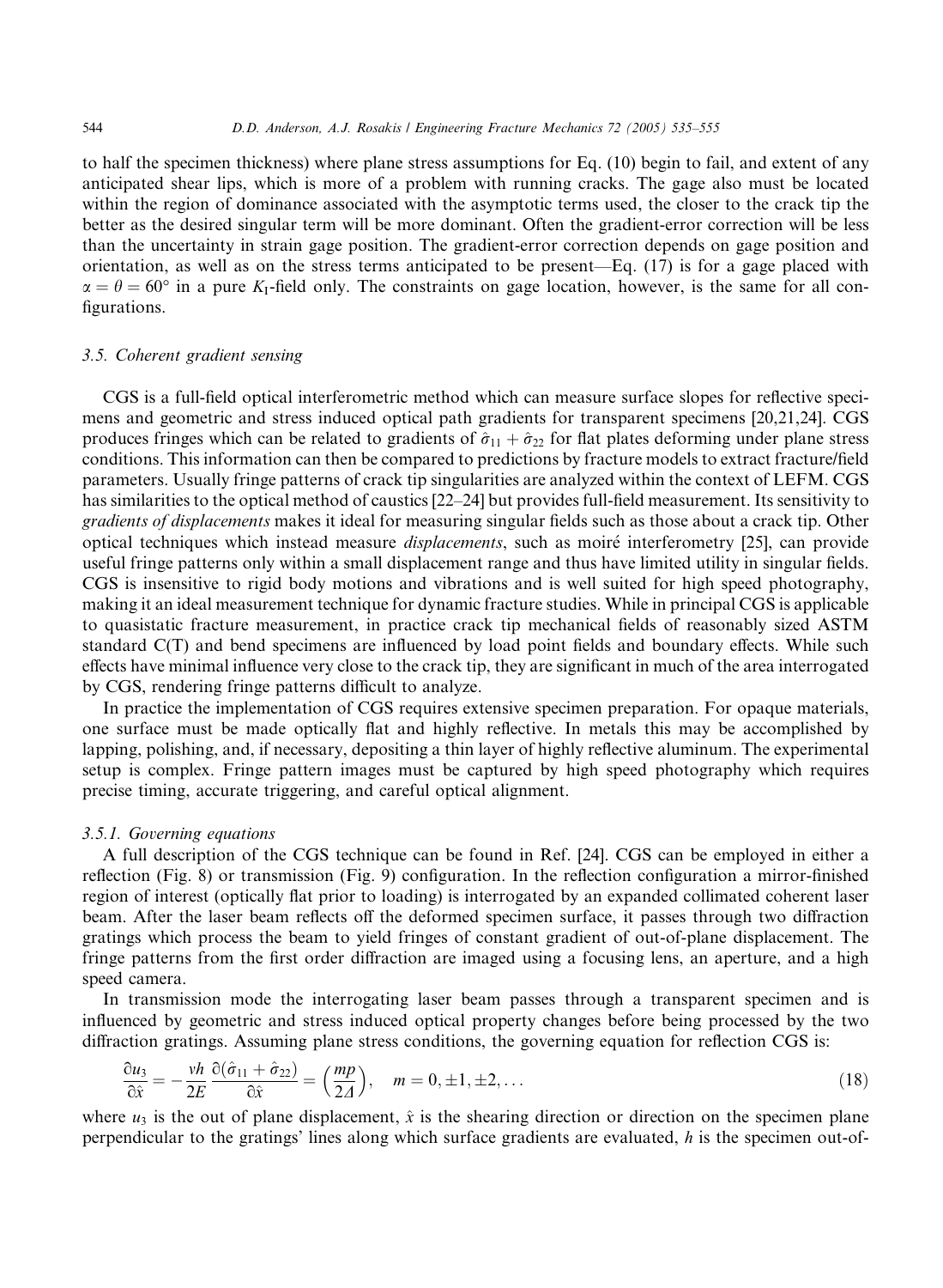to half the specimen thickness) where plane stress assumptions for Eq. (10) begin to fail, and extent of any anticipated shear lips, which is more of a problem with running cracks. The gage also must be located within the region of dominance associated with the asymptotic terms used, the closer to the crack tip the better as the desired singular term will be more dominant. Often the gradient-error correction will be less than the uncertainty in strain gage position. The gradient-error correction depends on gage position and orientation, as well as on the stress terms anticipated to be present—Eq. (17) is for a gage placed with $\alpha = \theta = 60°$ in a pure $K_{\text{I}}$-field only. The constraints on gage location, however, is the same for all configurations.

### 3.5. Coherent gradient sensing

CGS is a full-field optical interferometric method which can measure surface slopes for reflective specimens and geometric and stress induced optical path gradients for transparent specimens [20,21,24]. CGS produces fringes which can be related to gradients of $\hat{\sigma}_{11} + \hat{\sigma}_{22}$ for flat plates deforming under plane stress conditions. This information can then be compared to predictions by fracture models to extract fracture/field parameters. Usually fringe patterns of crack tip singularities are analyzed within the context of LEFM. CGS has similarities to the optical method of caustics [22–24] but provides full-field measurement. Its sensitivity to *gradients of displacements* makes it ideal for measuring singular fields such as those about a crack tip. Other optical techniques which instead measure *displacements*, such as moiré interferometry [25], can provide useful fringe patterns only within a small displacement range and thus have limited utility in singular fields. CGS is insensitive to rigid body motions and vibrations and is well suited for high speed photography, making it an ideal measurement technique for dynamic fracture studies. While in principal CGS is applicable to quasistatic fracture measurement, in practice crack tip mechanical fields of reasonably sized ASTM standard C(T) and bend specimens are influenced by load point fields and boundary effects. While such effects have minimal influence very close to the crack tip, they are significant in much of the area interrogated by CGS, rendering fringe patterns difficult to analyze.

In practice the implementation of CGS requires extensive specimen preparation. For opaque materials, one surface must be made optically flat and highly reflective. In metals this may be accomplished by lapping, polishing, and, if necessary, depositing a thin layer of highly reflective aluminum. The experimental setup is complex. Fringe pattern images must be captured by high speed photography which requires precise timing, accurate triggering, and careful optical alignment.

#### 3.5.1. Governing equations

A full description of the CGS technique can be found in Ref. [24]. CGS can be employed in either a reflection (Fig. 8) or transmission (Fig. 9) configuration. In the reflection configuration a mirror-finished region of interest (optically flat prior to loading) is interrogated by an expanded collimated coherent laser beam. After the laser beam reflects off the deformed specimen surface, it passes through two diffraction gratings which process the beam to yield fringes of constant gradient of out-of-plane displacement. The fringe patterns from the first order diffraction are imaged using a focusing lens, an aperture, and a high speed camera.

In transmission mode the interrogating laser beam passes through a transparent specimen and is influenced by geometric and stress induced optical property changes before being processed by the two diffraction gratings. Assuming plane stress conditions, the governing equation for reflection CGS is:

$$\frac{\partial u_3}{\partial \hat{x}} = -\frac{\nu h}{2E}\frac{\partial(\hat{\sigma}_{11} + \hat{\sigma}_{22})}{\partial \hat{x}} = \left(\frac{mp}{2\Delta}\right), \quad m = 0, \pm 1, \pm 2, \ldots \tag{18}$$

where $u_3$ is the out of plane displacement, $\hat{x}$ is the shearing direction or direction on the specimen plane perpendicular to the gratings' lines along which surface gradients are evaluated, $h$ is the specimen out-of-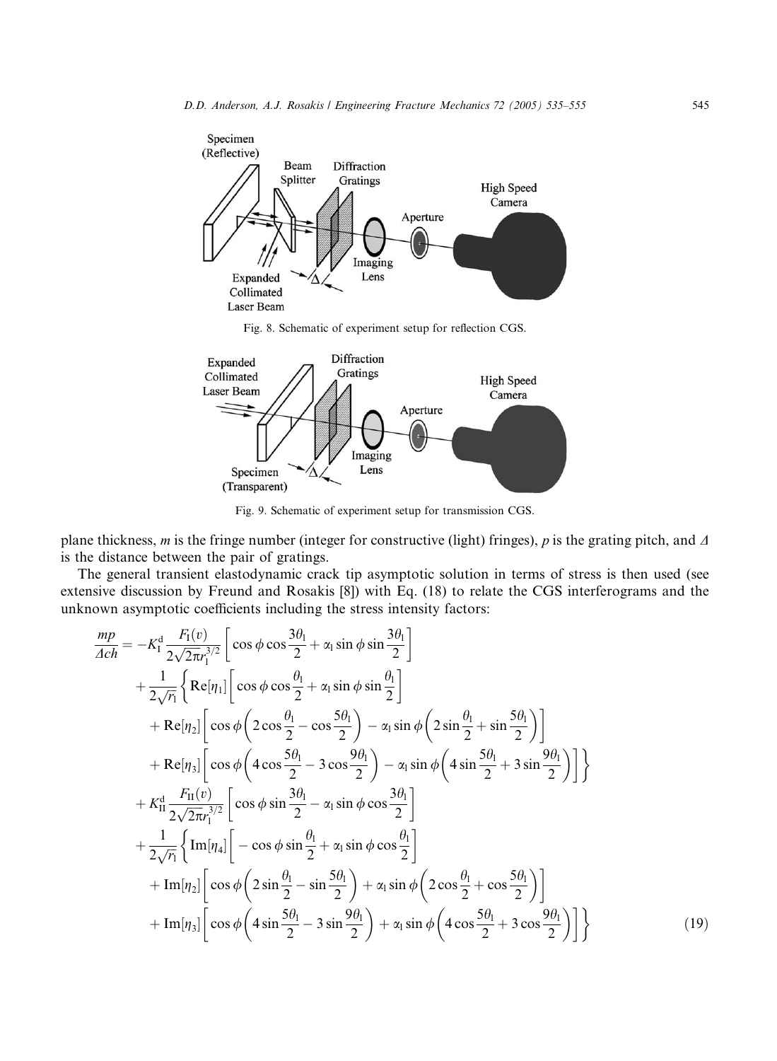Fig. 8. Schematic of experiment setup for reflection CGS.

Fig. 9. Schematic of experiment setup for transmission CGS.

plane thickness, $m$ is the fringe number (integer for constructive (light) fringes), $p$ is the grating pitch, and $\Delta$ is the distance between the pair of gratings.

The general transient elastodynamic crack tip asymptotic solution in terms of stress is then used (see extensive discussion by Freund and Rosakis [8]) with Eq. (18) to relate the CGS interferograms and the unknown asymptotic coefficients including the stress intensity factors:

$$
\begin{aligned}
\frac{mp}{\Delta ch} = & -K_{\mathrm{I}}^{\mathrm{d}} \frac{F_{\mathrm{I}}(v)}{2\sqrt{2\pi} r_{1}^{3/2}} \left[ \cos\phi \cos\frac{3\theta_1}{2} + \alpha_1 \sin\phi \sin\frac{3\theta_1}{2} \right] \\
& + \frac{1}{2\sqrt{r_1}} \left\{ \mathrm{Re}[\eta_1] \left[ \cos\phi \cos\frac{\theta_1}{2} + \alpha_1 \sin\phi \sin\frac{\theta_1}{2} \right] \right. \\
& + \mathrm{Re}[\eta_2] \left[ \cos\phi \left( 2\cos\frac{\theta_1}{2} - \cos\frac{5\theta_1}{2} \right) - \alpha_1 \sin\phi \left( 2\sin\frac{\theta_1}{2} + \sin\frac{5\theta_1}{2} \right) \right] \\
& \left. + \mathrm{Re}[\eta_3] \left[ \cos\phi \left( 4\cos\frac{5\theta_1}{2} - 3\cos\frac{9\theta_1}{2} \right) - \alpha_1 \sin\phi \left( 4\sin\frac{5\theta_1}{2} + 3\sin\frac{9\theta_1}{2} \right) \right] \right\} \\
& + K_{\mathrm{II}}^{\mathrm{d}} \frac{F_{\mathrm{II}}(v)}{2\sqrt{2\pi} r_{1}^{3/2}} \left[ \cos\phi \sin\frac{3\theta_1}{2} - \alpha_1 \sin\phi \cos\frac{3\theta_1}{2} \right] \\
& + \frac{1}{2\sqrt{r_1}} \left\{ \mathrm{Im}[\eta_4] \left[ -\cos\phi \sin\frac{\theta_1}{2} + \alpha_1 \sin\phi \cos\frac{\theta_1}{2} \right] \right. \\
& + \mathrm{Im}[\eta_2] \left[ \cos\phi \left( 2\sin\frac{\theta_1}{2} - \sin\frac{5\theta_1}{2} \right) + \alpha_1 \sin\phi \left( 2\cos\frac{\theta_1}{2} + \cos\frac{5\theta_1}{2} \right) \right] \\
& \left. + \mathrm{Im}[\eta_3] \left[ \cos\phi \left( 4\sin\frac{5\theta_1}{2} - 3\sin\frac{9\theta_1}{2} \right) + \alpha_1 \sin\phi \left( 4\cos\frac{5\theta_1}{2} + 3\cos\frac{9\theta_1}{2} \right) \right] \right\}
\end{aligned}
\tag{19}
$$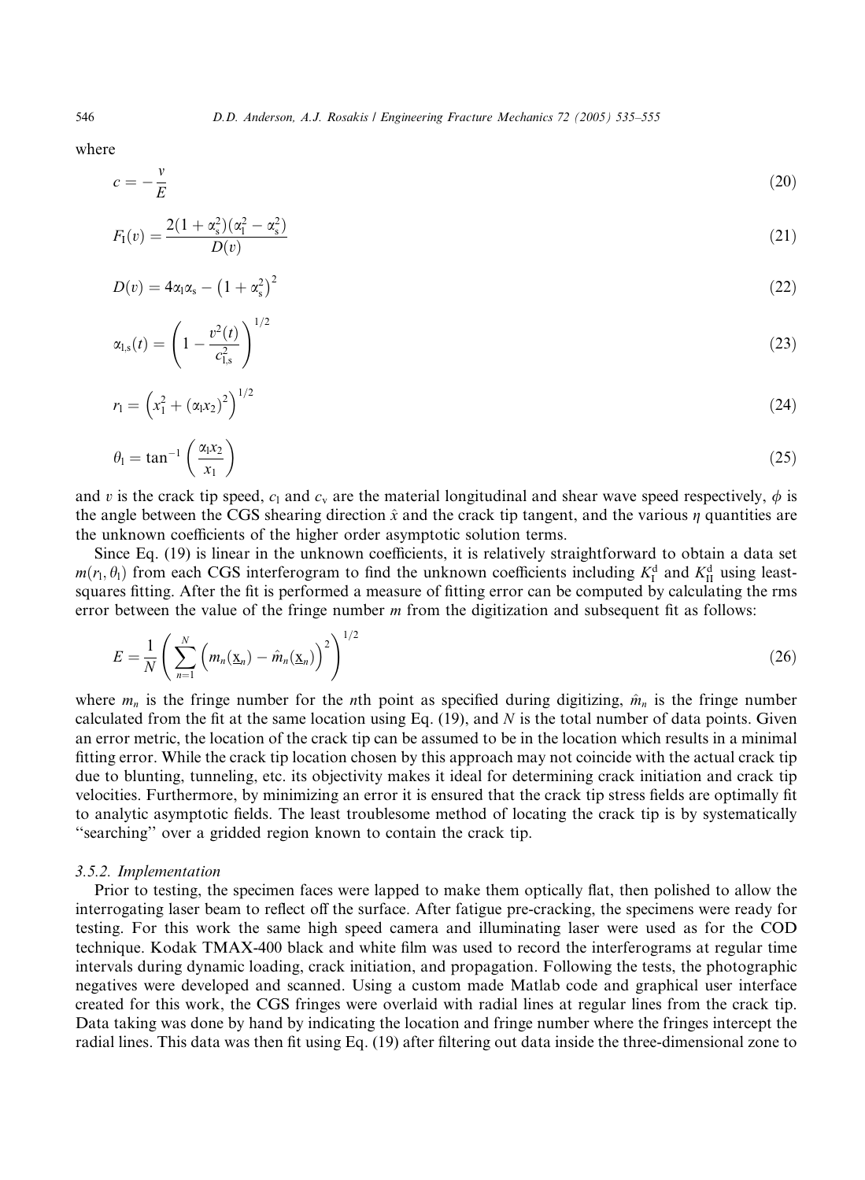where

$$c = -\frac{v}{E} \tag{20}$$

$$F_{\mathrm{I}}(v) = \frac{2(1+\alpha_{\mathrm{s}}^2)(\alpha_{\mathrm{l}}^2 - \alpha_{\mathrm{s}}^2)}{D(v)} \tag{21}$$

$$D(v) = 4\alpha_{\mathrm{l}}\alpha_{\mathrm{s}} - \left(1+\alpha_{\mathrm{s}}^2\right)^2 \tag{22}$$

$$\alpha_{\mathrm{l,s}}(t) = \left(1 - \frac{v^2(t)}{c_{\mathrm{l,s}}^2}\right)^{1/2} \tag{23}$$

$$r_{\mathrm{l}} = \left(x_1^2 + (\alpha_{\mathrm{l}} x_2)^2\right)^{1/2} \tag{24}$$

$$\theta_{\mathrm{l}} = \tan^{-1}\left(\frac{\alpha_{\mathrm{l}} x_2}{x_1}\right) \tag{25}$$

and $v$ is the crack tip speed, $c_{\mathrm{l}}$ and $c_{\mathrm{v}}$ are the material longitudinal and shear wave speed respectively, $\phi$ is the angle between the CGS shearing direction $\hat{x}$ and the crack tip tangent, and the various $\eta$ quantities are the unknown coefficients of the higher order asymptotic solution terms.

Since Eq. (19) is linear in the unknown coefficients, it is relatively straightforward to obtain a data set $m(r_{\mathrm{l}}, \theta_{\mathrm{l}})$ from each CGS interferogram to find the unknown coefficients including $K_{\mathrm{I}}^{\mathrm{d}}$ and $K_{\mathrm{II}}^{\mathrm{d}}$ using least-squares fitting. After the fit is performed a measure of fitting error can be computed by calculating the rms error between the value of the fringe number $m$ from the digitization and subsequent fit as follows:

$$E = \frac{1}{N}\left(\sum_{n=1}^{N}\left(m_n(\underline{\mathrm{x}}_n) - \hat{m}_n(\underline{\mathrm{x}}_n)\right)^2\right)^{1/2} \tag{26}$$

where $m_n$ is the fringe number for the $n$th point as specified during digitizing, $\hat{m}_n$ is the fringe number calculated from the fit at the same location using Eq. (19), and $N$ is the total number of data points. Given an error metric, the location of the crack tip can be assumed to be in the location which results in a minimal fitting error. While the crack tip location chosen by this approach may not coincide with the actual crack tip due to blunting, tunneling, etc. its objectivity makes it ideal for determining crack initiation and crack tip velocities. Furthermore, by minimizing an error it is ensured that the crack tip stress fields are optimally fit to analytic asymptotic fields. The least troublesome method of locating the crack tip is by systematically "searching" over a gridded region known to contain the crack tip.

#### 3.5.2. Implementation

Prior to testing, the specimen faces were lapped to make them optically flat, then polished to allow the interrogating laser beam to reflect off the surface. After fatigue pre-cracking, the specimens were ready for testing. For this work the same high speed camera and illuminating laser were used as for the COD technique. Kodak TMAX-400 black and white film was used to record the interferograms at regular time intervals during dynamic loading, crack initiation, and propagation. Following the tests, the photographic negatives were developed and scanned. Using a custom made Matlab code and graphical user interface created for this work, the CGS fringes were overlaid with radial lines at regular lines from the crack tip. Data taking was done by hand by indicating the location and fringe number where the fringes intercept the radial lines. This data was then fit using Eq. (19) after filtering out data inside the three-dimensional zone to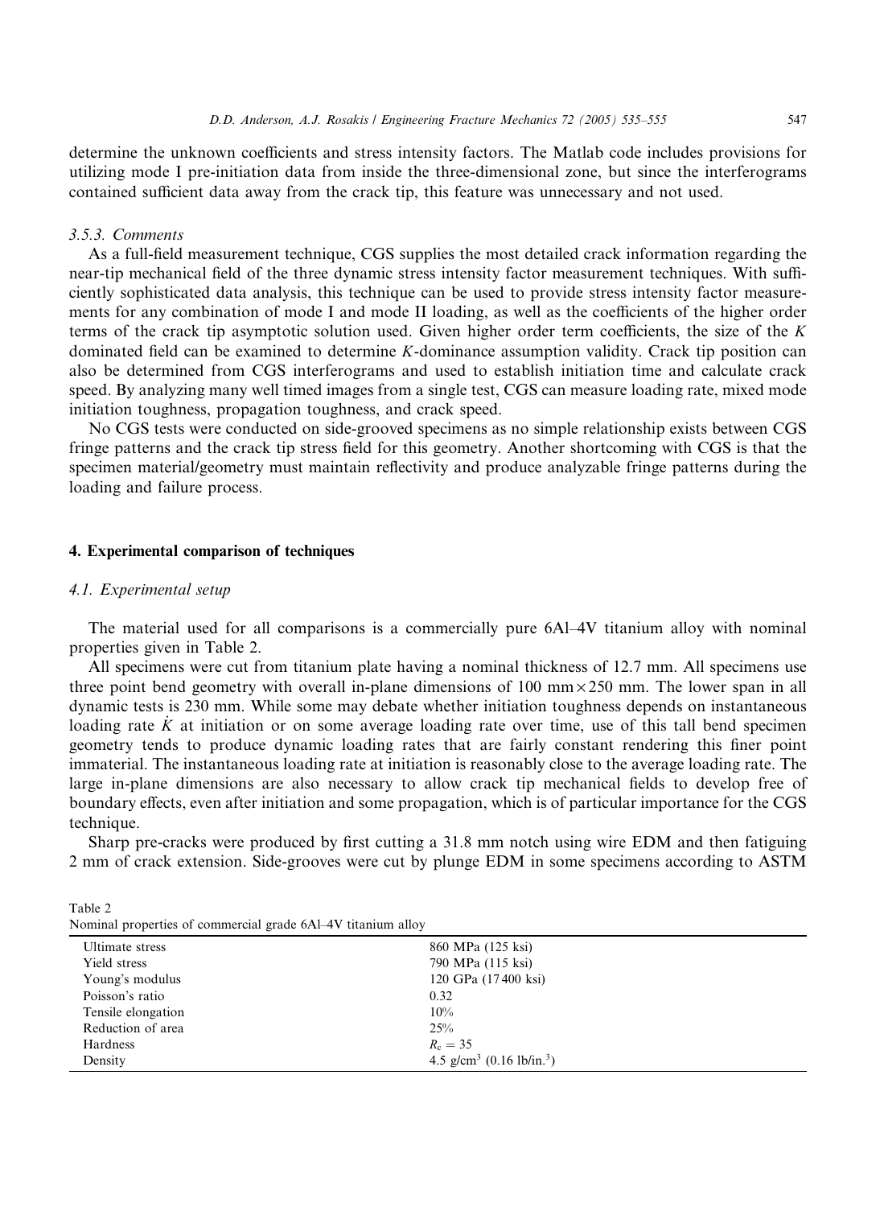determine the unknown coefficients and stress intensity factors. The Matlab code includes provisions for utilizing mode I pre-initiation data from inside the three-dimensional zone, but since the interferograms contained sufficient data away from the crack tip, this feature was unnecessary and not used.

### 3.5.3. Comments

As a full-field measurement technique, CGS supplies the most detailed crack information regarding the near-tip mechanical field of the three dynamic stress intensity factor measurement techniques. With sufficiently sophisticated data analysis, this technique can be used to provide stress intensity factor measurements for any combination of mode I and mode II loading, as well as the coefficients of the higher order terms of the crack tip asymptotic solution used. Given higher order term coefficients, the size of the $K$ dominated field can be examined to determine $K$-dominance assumption validity. Crack tip position can also be determined from CGS interferograms and used to establish initiation time and calculate crack speed. By analyzing many well timed images from a single test, CGS can measure loading rate, mixed mode initiation toughness, propagation toughness, and crack speed.

No CGS tests were conducted on side-grooved specimens as no simple relationship exists between CGS fringe patterns and the crack tip stress field for this geometry. Another shortcoming with CGS is that the specimen material/geometry must maintain reflectivity and produce analyzable fringe patterns during the loading and failure process.

## 4. Experimental comparison of techniques

### 4.1. Experimental setup

The material used for all comparisons is a commercially pure 6Al–4V titanium alloy with nominal properties given in Table 2.

All specimens were cut from titanium plate having a nominal thickness of 12.7 mm. All specimens use three point bend geometry with overall in-plane dimensions of 100 mm × 250 mm. The lower span in all dynamic tests is 230 mm. While some may debate whether initiation toughness depends on instantaneous loading rate $\dot{K}$ at initiation or on some average loading rate over time, use of this tall bend specimen geometry tends to produce dynamic loading rates that are fairly constant rendering this finer point immaterial. The instantaneous loading rate at initiation is reasonably close to the average loading rate. The large in-plane dimensions are also necessary to allow crack tip mechanical fields to develop free of boundary effects, even after initiation and some propagation, which is of particular importance for the CGS technique.

Sharp pre-cracks were produced by first cutting a 31.8 mm notch using wire EDM and then fatiguing 2 mm of crack extension. Side-grooves were cut by plunge EDM in some specimens according to ASTM

Table 2
Nominal properties of commercial grade 6Al–4V titanium alloy

| | |
|---|---|
| Ultimate stress | 860 MPa (125 ksi) |
| Yield stress | 790 MPa (115 ksi) |
| Young's modulus | 120 GPa (17400 ksi) |
| Poisson's ratio | 0.32 |
| Tensile elongation | 10% |
| Reduction of area | 25% |
| Hardness | $R_c = 35$ |
| Density | 4.5 g/cm$^3$ (0.16 lb/in.$^3$) |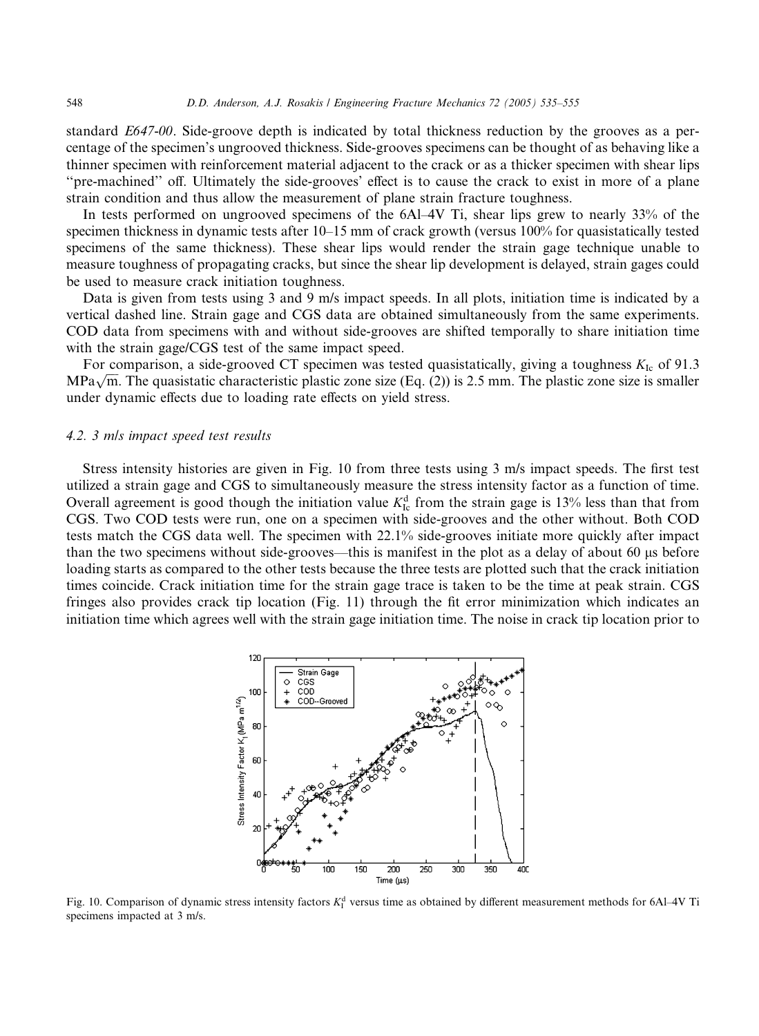standard *E647-00*. Side-groove depth is indicated by total thickness reduction by the grooves as a percentage of the specimen's ungrooved thickness. Side-grooves specimens can be thought of as behaving like a thinner specimen with reinforcement material adjacent to the crack or as a thicker specimen with shear lips "pre-machined" off. Ultimately the side-grooves' effect is to cause the crack to exist in more of a plane strain condition and thus allow the measurement of plane strain fracture toughness.

In tests performed on ungrooved specimens of the 6Al–4V Ti, shear lips grew to nearly 33% of the specimen thickness in dynamic tests after 10–15 mm of crack growth (versus 100% for quasistatically tested specimens of the same thickness). These shear lips would render the strain gage technique unable to measure toughness of propagating cracks, but since the shear lip development is delayed, strain gages could be used to measure crack initiation toughness.

Data is given from tests using 3 and 9 m/s impact speeds. In all plots, initiation time is indicated by a vertical dashed line. Strain gage and CGS data are obtained simultaneously from the same experiments. COD data from specimens with and without side-grooves are shifted temporally to share initiation time with the strain gage/CGS test of the same impact speed.

For comparison, a side-grooved CT specimen was tested quasistatically, giving a toughness $K_{Ic}$ of 91.3 $\text{MPa}\sqrt{\text{m}}$. The quasistatic characteristic plastic zone size (Eq. (2)) is 2.5 mm. The plastic zone size is smaller under dynamic effects due to loading rate effects on yield stress.

### 4.2. 3 m/s impact speed test results

Stress intensity histories are given in Fig. 10 from three tests using 3 m/s impact speeds. The first test utilized a strain gage and CGS to simultaneously measure the stress intensity factor as a function of time. Overall agreement is good though the initiation value $K_{Ic}^{d}$ from the strain gage is 13% less than that from CGS. Two COD tests were run, one on a specimen with side-grooves and the other without. Both COD tests match the CGS data well. The specimen with 22.1% side-grooves initiate more quickly after impact than the two specimens without side-grooves—this is manifest in the plot as a delay of about 60 μs before loading starts as compared to the other tests because the three tests are plotted such that the crack initiation times coincide. Crack initiation time for the strain gage trace is taken to be the time at peak strain. CGS fringes also provides crack tip location (Fig. 11) through the fit error minimization which indicates an initiation time which agrees well with the strain gage initiation time. The noise in crack tip location prior to

Fig. 10. Comparison of dynamic stress intensity factors $K_{I}^{d}$ versus time as obtained by different measurement methods for 6Al–4V Ti specimens impacted at 3 m/s.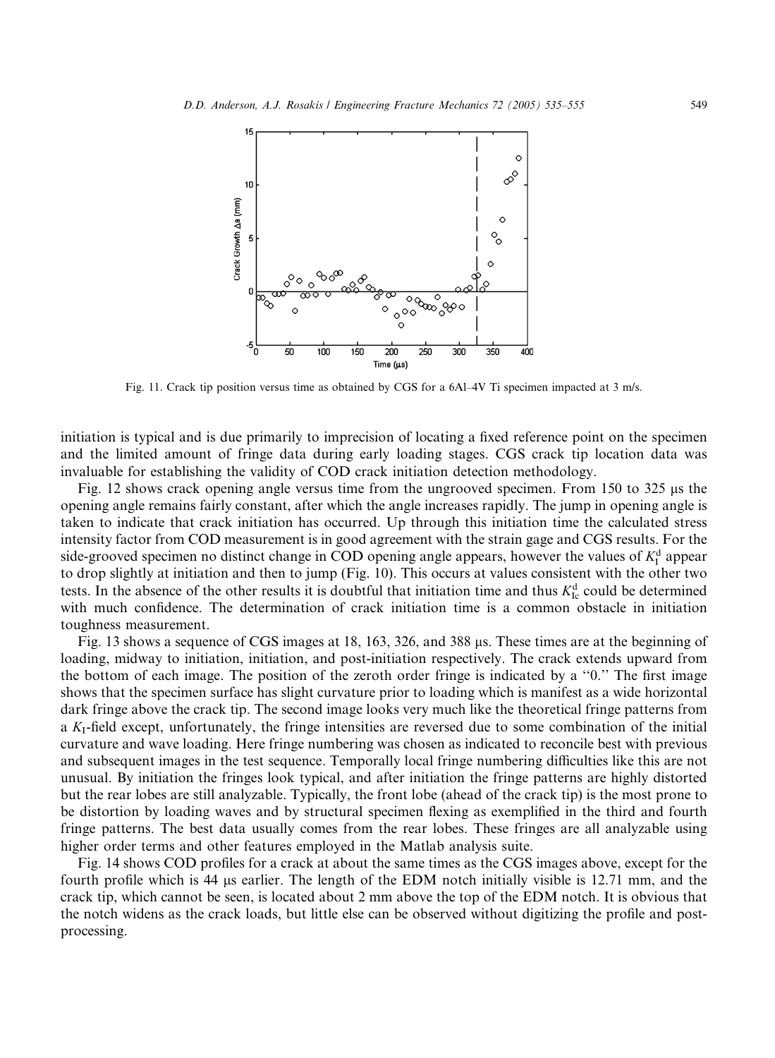Fig. 11. Crack tip position versus time as obtained by CGS for a 6Al–4V Ti specimen impacted at 3 m/s.

initiation is typical and is due primarily to imprecision of locating a fixed reference point on the specimen and the limited amount of fringe data during early loading stages. CGS crack tip location data was invaluable for establishing the validity of COD crack initiation detection methodology.

Fig. 12 shows crack opening angle versus time from the ungrooved specimen. From 150 to 325 μs the opening angle remains fairly constant, after which the angle increases rapidly. The jump in opening angle is taken to indicate that crack initiation has occurred. Up through this initiation time the calculated stress intensity factor from COD measurement is in good agreement with the strain gage and CGS results. For the side-grooved specimen no distinct change in COD opening angle appears, however the values of $K_I^d$ appear to drop slightly at initiation and then to jump (Fig. 10). This occurs at values consistent with the other two tests. In the absence of the other results it is doubtful that initiation time and thus $K_{Ic}^d$ could be determined with much confidence. The determination of crack initiation time is a common obstacle in initiation toughness measurement.

Fig. 13 shows a sequence of CGS images at 18, 163, 326, and 388 μs. These times are at the beginning of loading, midway to initiation, initiation, and post-initiation respectively. The crack extends upward from the bottom of each image. The position of the zeroth order fringe is indicated by a "0." The first image shows that the specimen surface has slight curvature prior to loading which is manifest as a wide horizontal dark fringe above the crack tip. The second image looks very much like the theoretical fringe patterns from a $K_I$-field except, unfortunately, the fringe intensities are reversed due to some combination of the initial curvature and wave loading. Here fringe numbering was chosen as indicated to reconcile best with previous and subsequent images in the test sequence. Temporally local fringe numbering difficulties like this are not unusual. By initiation the fringes look typical, and after initiation the fringe patterns are highly distorted but the rear lobes are still analyzable. Typically, the front lobe (ahead of the crack tip) is the most prone to be distortion by loading waves and by structural specimen flexing as exemplified in the third and fourth fringe patterns. The best data usually comes from the rear lobes. These fringes are all analyzable using higher order terms and other features employed in the Matlab analysis suite.

Fig. 14 shows COD profiles for a crack at about the same times as the CGS images above, except for the fourth profile which is 44 μs earlier. The length of the EDM notch initially visible is 12.71 mm, and the crack tip, which cannot be seen, is located about 2 mm above the top of the EDM notch. It is obvious that the notch widens as the crack loads, but little else can be observed without digitizing the profile and post-processing.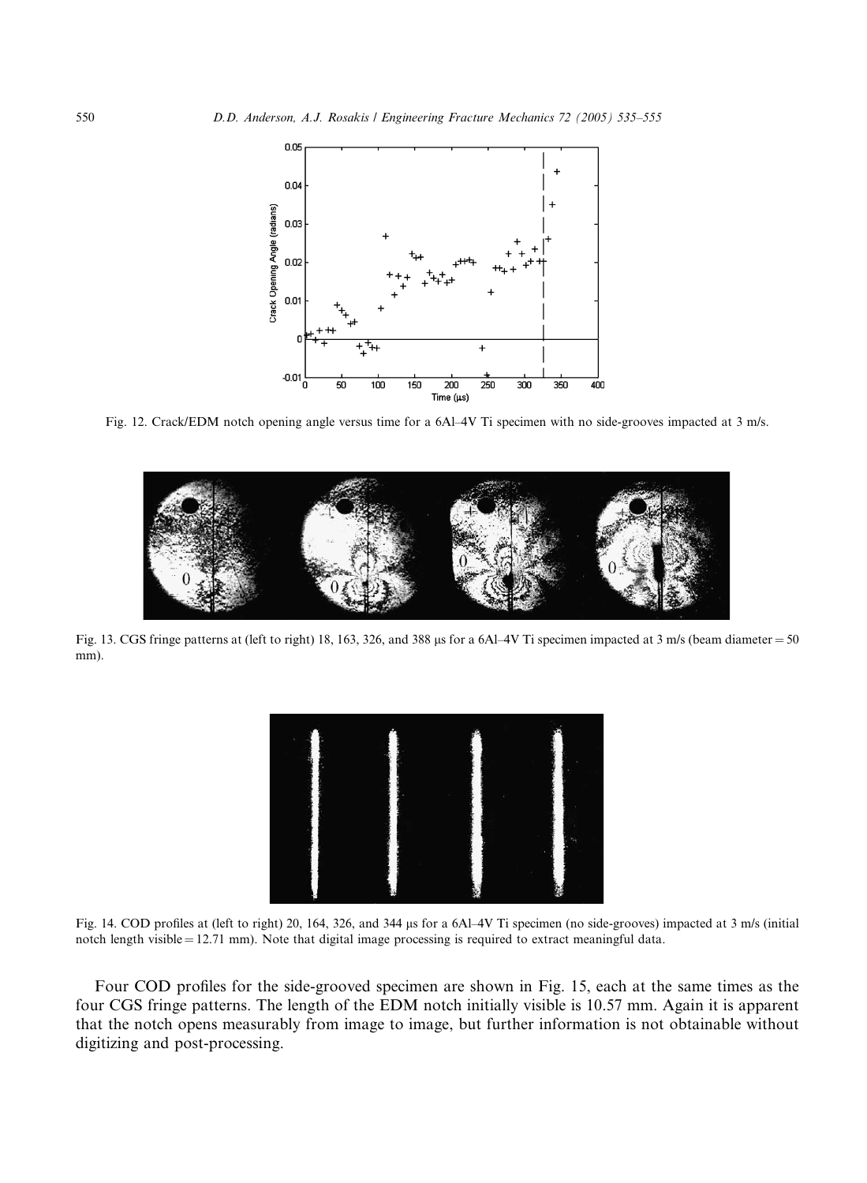Fig. 12. Crack/EDM notch opening angle versus time for a 6Al–4V Ti specimen with no side-grooves impacted at 3 m/s.

Fig. 13. CGS fringe patterns at (left to right) 18, 163, 326, and 388 μs for a 6Al–4V Ti specimen impacted at 3 m/s (beam diameter = 50 mm).

Fig. 14. COD profiles at (left to right) 20, 164, 326, and 344 μs for a 6Al–4V Ti specimen (no side-grooves) impacted at 3 m/s (initial notch length visible = 12.71 mm). Note that digital image processing is required to extract meaningful data.

Four COD profiles for the side-grooved specimen are shown in Fig. 15, each at the same times as the four CGS fringe patterns. The length of the EDM notch initially visible is 10.57 mm. Again it is apparent that the notch opens measurably from image to image, but further information is not obtainable without digitizing and post-processing.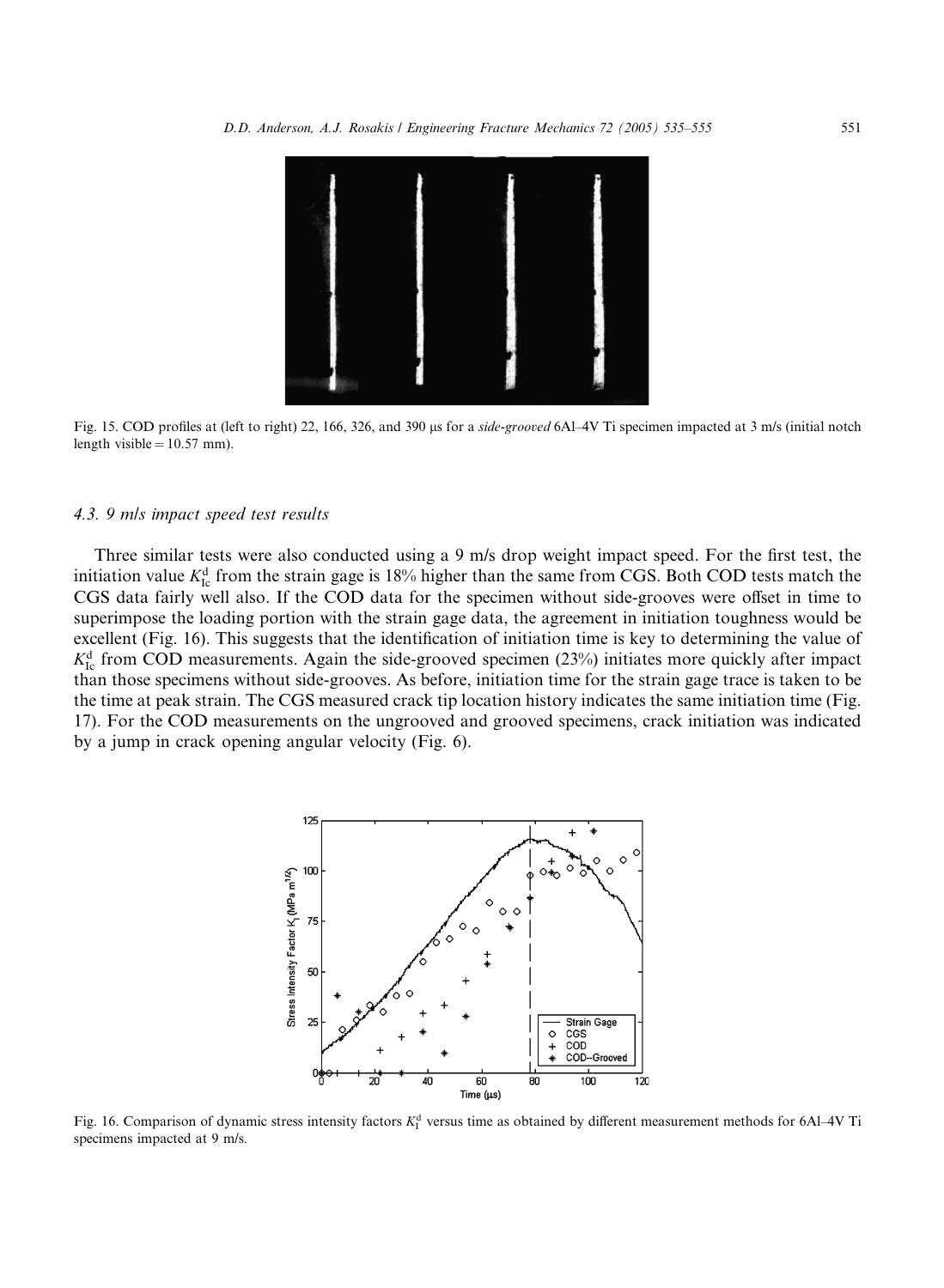Fig. 15. COD profiles at (left to right) 22, 166, 326, and 390 μs for a *side-grooved* 6Al–4V Ti specimen impacted at 3 m/s (initial notch length visible = 10.57 mm).

### 4.3. 9 m/s impact speed test results

Three similar tests were also conducted using a 9 m/s drop weight impact speed. For the first test, the initiation value $K_{Ic}^{d}$ from the strain gage is 18% higher than the same from CGS. Both COD tests match the CGS data fairly well also. If the COD data for the specimen without side-grooves were offset in time to superimpose the loading portion with the strain gage data, the agreement in initiation toughness would be excellent (Fig. 16). This suggests that the identification of initiation time is key to determining the value of $K_{Ic}^{d}$ from COD measurements. Again the side-grooved specimen (23%) initiates more quickly after impact than those specimens without side-grooves. As before, initiation time for the strain gage trace is taken to be the time at peak strain. The CGS measured crack tip location history indicates the same initiation time (Fig. 17). For the COD measurements on the ungrooved and grooved specimens, crack initiation was indicated by a jump in crack opening angular velocity (Fig. 6).

Fig. 16. Comparison of dynamic stress intensity factors $K_{I}^{d}$ versus time as obtained by different measurement methods for 6Al–4V Ti specimens impacted at 9 m/s.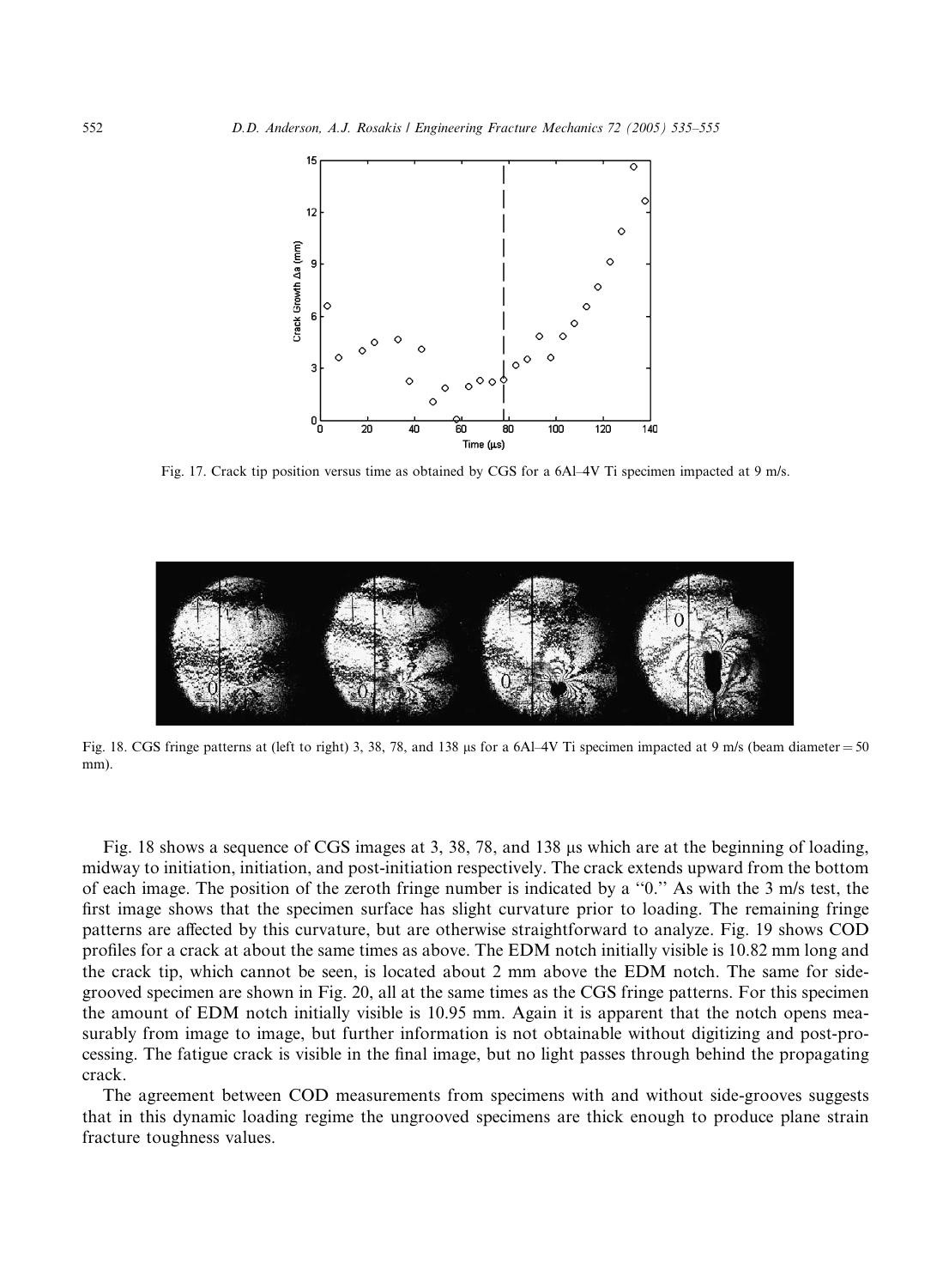Fig. 17. Crack tip position versus time as obtained by CGS for a 6Al–4V Ti specimen impacted at 9 m/s.

Fig. 18. CGS fringe patterns at (left to right) 3, 38, 78, and 138 μs for a 6Al–4V Ti specimen impacted at 9 m/s (beam diameter = 50 mm).

Fig. 18 shows a sequence of CGS images at 3, 38, 78, and 138 μs which are at the beginning of loading, midway to initiation, initiation, and post-initiation respectively. The crack extends upward from the bottom of each image. The position of the zeroth fringe number is indicated by a "0." As with the 3 m/s test, the first image shows that the specimen surface has slight curvature prior to loading. The remaining fringe patterns are affected by this curvature, but are otherwise straightforward to analyze. Fig. 19 shows COD profiles for a crack at about the same times as above. The EDM notch initially visible is 10.82 mm long and the crack tip, which cannot be seen, is located about 2 mm above the EDM notch. The same for side-grooved specimen are shown in Fig. 20, all at the same times as the CGS fringe patterns. For this specimen the amount of EDM notch initially visible is 10.95 mm. Again it is apparent that the notch opens measurably from image to image, but further information is not obtainable without digitizing and post-processing. The fatigue crack is visible in the final image, but no light passes through behind the propagating crack.

The agreement between COD measurements from specimens with and without side-grooves suggests that in this dynamic loading regime the ungrooved specimens are thick enough to produce plane strain fracture toughness values.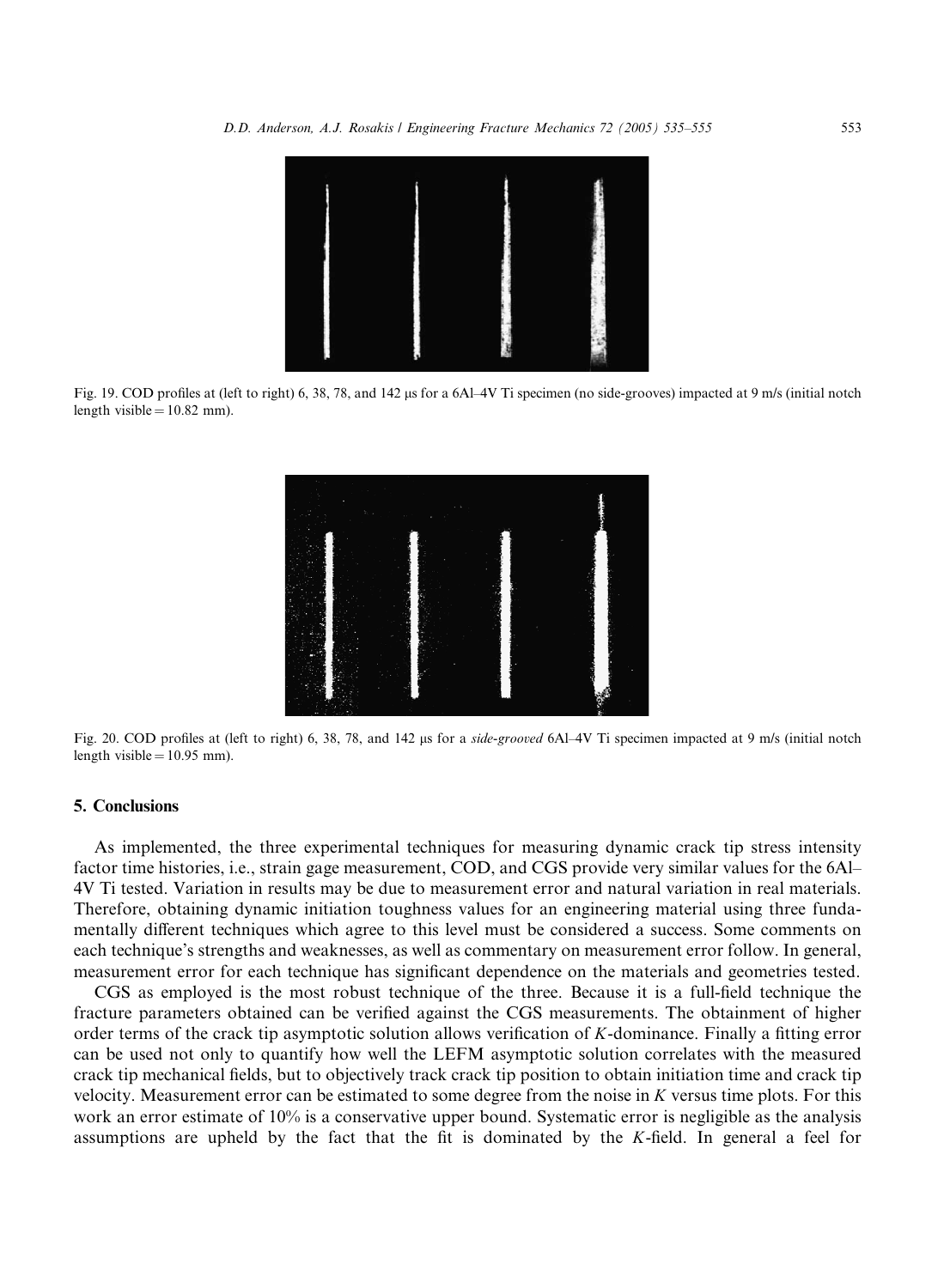Fig. 19. COD profiles at (left to right) 6, 38, 78, and 142 μs for a 6Al–4V Ti specimen (no side-grooves) impacted at 9 m/s (initial notch length visible = 10.82 mm).

Fig. 20. COD profiles at (left to right) 6, 38, 78, and 142 μs for a *side-grooved* 6Al–4V Ti specimen impacted at 9 m/s (initial notch length visible = 10.95 mm).

## 5. Conclusions

As implemented, the three experimental techniques for measuring dynamic crack tip stress intensity factor time histories, i.e., strain gage measurement, COD, and CGS provide very similar values for the 6Al–4V Ti tested. Variation in results may be due to measurement error and natural variation in real materials. Therefore, obtaining dynamic initiation toughness values for an engineering material using three fundamentally different techniques which agree to this level must be considered a success. Some comments on each technique's strengths and weaknesses, as well as commentary on measurement error follow. In general, measurement error for each technique has significant dependence on the materials and geometries tested.

CGS as employed is the most robust technique of the three. Because it is a full-field technique the fracture parameters obtained can be verified against the CGS measurements. The obtainment of higher order terms of the crack tip asymptotic solution allows verification of $K$-dominance. Finally a fitting error can be used not only to quantify how well the LEFM asymptotic solution correlates with the measured crack tip mechanical fields, but to objectively track crack tip position to obtain initiation time and crack tip velocity. Measurement error can be estimated to some degree from the noise in $K$ versus time plots. For this work an error estimate of 10% is a conservative upper bound. Systematic error is negligible as the analysis assumptions are upheld by the fact that the fit is dominated by the $K$-field. In general a feel for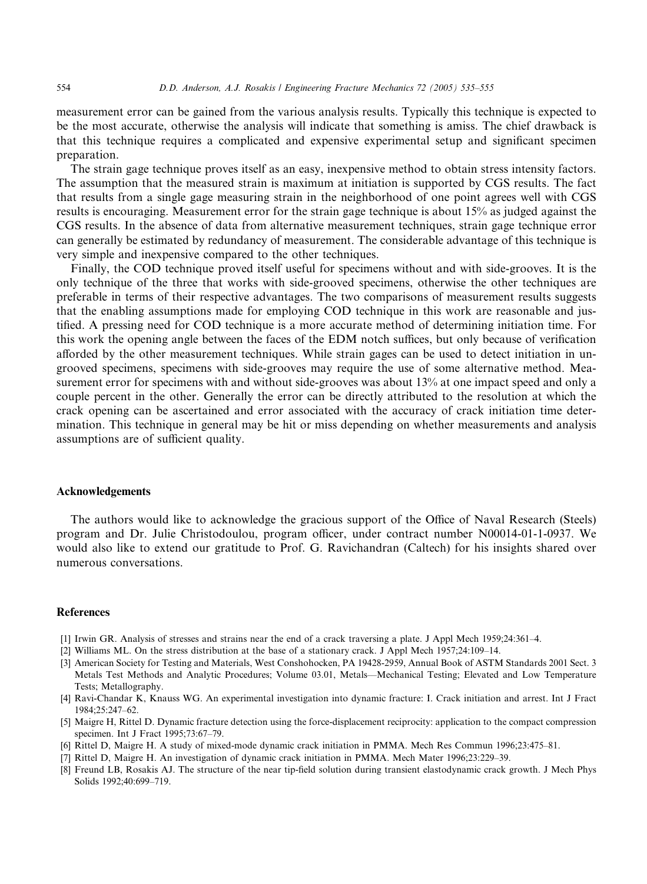measurement error can be gained from the various analysis results. Typically this technique is expected to be the most accurate, otherwise the analysis will indicate that something is amiss. The chief drawback is that this technique requires a complicated and expensive experimental setup and significant specimen preparation.

The strain gage technique proves itself as an easy, inexpensive method to obtain stress intensity factors. The assumption that the measured strain is maximum at initiation is supported by CGS results. The fact that results from a single gage measuring strain in the neighborhood of one point agrees well with CGS results is encouraging. Measurement error for the strain gage technique is about 15% as judged against the CGS results. In the absence of data from alternative measurement techniques, strain gage technique error can generally be estimated by redundancy of measurement. The considerable advantage of this technique is very simple and inexpensive compared to the other techniques.

Finally, the COD technique proved itself useful for specimens without and with side-grooves. It is the only technique of the three that works with side-grooved specimens, otherwise the other techniques are preferable in terms of their respective advantages. The two comparisons of measurement results suggests that the enabling assumptions made for employing COD technique in this work are reasonable and justified. A pressing need for COD technique is a more accurate method of determining initiation time. For this work the opening angle between the faces of the EDM notch suffices, but only because of verification afforded by the other measurement techniques. While strain gages can be used to detect initiation in ungrooved specimens, specimens with side-grooves may require the use of some alternative method. Measurement error for specimens with and without side-grooves was about 13% at one impact speed and only a couple percent in the other. Generally the error can be directly attributed to the resolution at which the crack opening can be ascertained and error associated with the accuracy of crack initiation time determination. This technique in general may be hit or miss depending on whether measurements and analysis assumptions are of sufficient quality.

## Acknowledgements

The authors would like to acknowledge the gracious support of the Office of Naval Research (Steels) program and Dr. Julie Christodoulou, program officer, under contract number N00014-01-1-0937. We would also like to extend our gratitude to Prof. G. Ravichandran (Caltech) for his insights shared over numerous conversations.

## References

[1] Irwin GR. Analysis of stresses and strains near the end of a crack traversing a plate. J Appl Mech 1959;24:361–4.

[2] Williams ML. On the stress distribution at the base of a stationary crack. J Appl Mech 1957;24:109–14.

[3] American Society for Testing and Materials, West Conshohocken, PA 19428-2959, Annual Book of ASTM Standards 2001 Sect. 3 Metals Test Methods and Analytic Procedures; Volume 03.01, Metals—Mechanical Testing; Elevated and Low Temperature Tests; Metallography.

[4] Ravi-Chandar K, Knauss WG. An experimental investigation into dynamic fracture: I. Crack initiation and arrest. Int J Fract 1984;25:247–62.

[5] Maigre H, Rittel D. Dynamic fracture detection using the force-displacement reciprocity: application to the compact compression specimen. Int J Fract 1995;73:67–79.

[6] Rittel D, Maigre H. A study of mixed-mode dynamic crack initiation in PMMA. Mech Res Commun 1996;23:475–81.

[7] Rittel D, Maigre H. An investigation of dynamic crack initiation in PMMA. Mech Mater 1996;23:229–39.

[8] Freund LB, Rosakis AJ. The structure of the near tip-field solution during transient elastodynamic crack growth. J Mech Phys Solids 1992;40:699–719.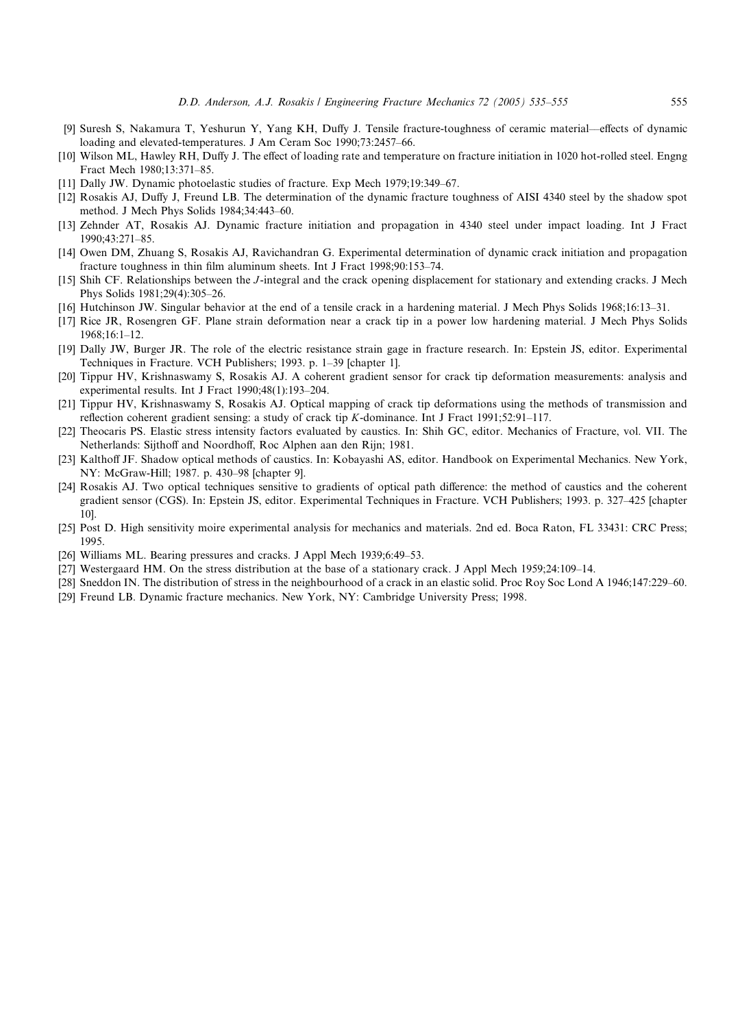[9] Suresh S, Nakamura T, Yeshurun Y, Yang KH, Duffy J. Tensile fracture-toughness of ceramic material—effects of dynamic loading and elevated-temperatures. J Am Ceram Soc 1990;73:2457–66.

[10] Wilson ML, Hawley RH, Duffy J. The effect of loading rate and temperature on fracture initiation in 1020 hot-rolled steel. Engng Fract Mech 1980;13:371–85.

[11] Dally JW. Dynamic photoelastic studies of fracture. Exp Mech 1979;19:349–67.

[12] Rosakis AJ, Duffy J, Freund LB. The determination of the dynamic fracture toughness of AISI 4340 steel by the shadow spot method. J Mech Phys Solids 1984;34:443–60.

[13] Zehnder AT, Rosakis AJ. Dynamic fracture initiation and propagation in 4340 steel under impact loading. Int J Fract 1990;43:271–85.

[14] Owen DM, Zhuang S, Rosakis AJ, Ravichandran G. Experimental determination of dynamic crack initiation and propagation fracture toughness in thin film aluminum sheets. Int J Fract 1998;90:153–74.

[15] Shih CF. Relationships between the $J$-integral and the crack opening displacement for stationary and extending cracks. J Mech Phys Solids 1981;29(4):305–26.

[16] Hutchinson JW. Singular behavior at the end of a tensile crack in a hardening material. J Mech Phys Solids 1968;16:13–31.

[17] Rice JR, Rosengren GF. Plane strain deformation near a crack tip in a power low hardening material. J Mech Phys Solids 1968;16:1–12.

[19] Dally JW, Burger JR. The role of the electric resistance strain gage in fracture research. In: Epstein JS, editor. Experimental Techniques in Fracture. VCH Publishers; 1993. p. 1–39 [chapter 1].

[20] Tippur HV, Krishnaswamy S, Rosakis AJ. A coherent gradient sensor for crack tip deformation measurements: analysis and experimental results. Int J Fract 1990;48(1):193–204.

[21] Tippur HV, Krishnaswamy S, Rosakis AJ. Optical mapping of crack tip deformations using the methods of transmission and reflection coherent gradient sensing: a study of crack tip $K$-dominance. Int J Fract 1991;52:91–117.

[22] Theocaris PS. Elastic stress intensity factors evaluated by caustics. In: Shih GC, editor. Mechanics of Fracture, vol. VII. The Netherlands: Sijthoff and Noordhoff, Roc Alphen aan den Rijn; 1981.

[23] Kalthoff JF. Shadow optical methods of caustics. In: Kobayashi AS, editor. Handbook on Experimental Mechanics. New York, NY: McGraw-Hill; 1987. p. 430–98 [chapter 9].

[24] Rosakis AJ. Two optical techniques sensitive to gradients of optical path difference: the method of caustics and the coherent gradient sensor (CGS). In: Epstein JS, editor. Experimental Techniques in Fracture. VCH Publishers; 1993. p. 327–425 [chapter 10].

[25] Post D. High sensitivity moire experimental analysis for mechanics and materials. 2nd ed. Boca Raton, FL 33431: CRC Press; 1995.

[26] Williams ML. Bearing pressures and cracks. J Appl Mech 1939;6:49–53.

[27] Westergaard HM. On the stress distribution at the base of a stationary crack. J Appl Mech 1959;24:109–14.

[28] Sneddon IN. The distribution of stress in the neighbourhood of a crack in an elastic solid. Proc Roy Soc Lond A 1946;147:229–60.

[29] Freund LB. Dynamic fracture mechanics. New York, NY: Cambridge University Press; 1998.